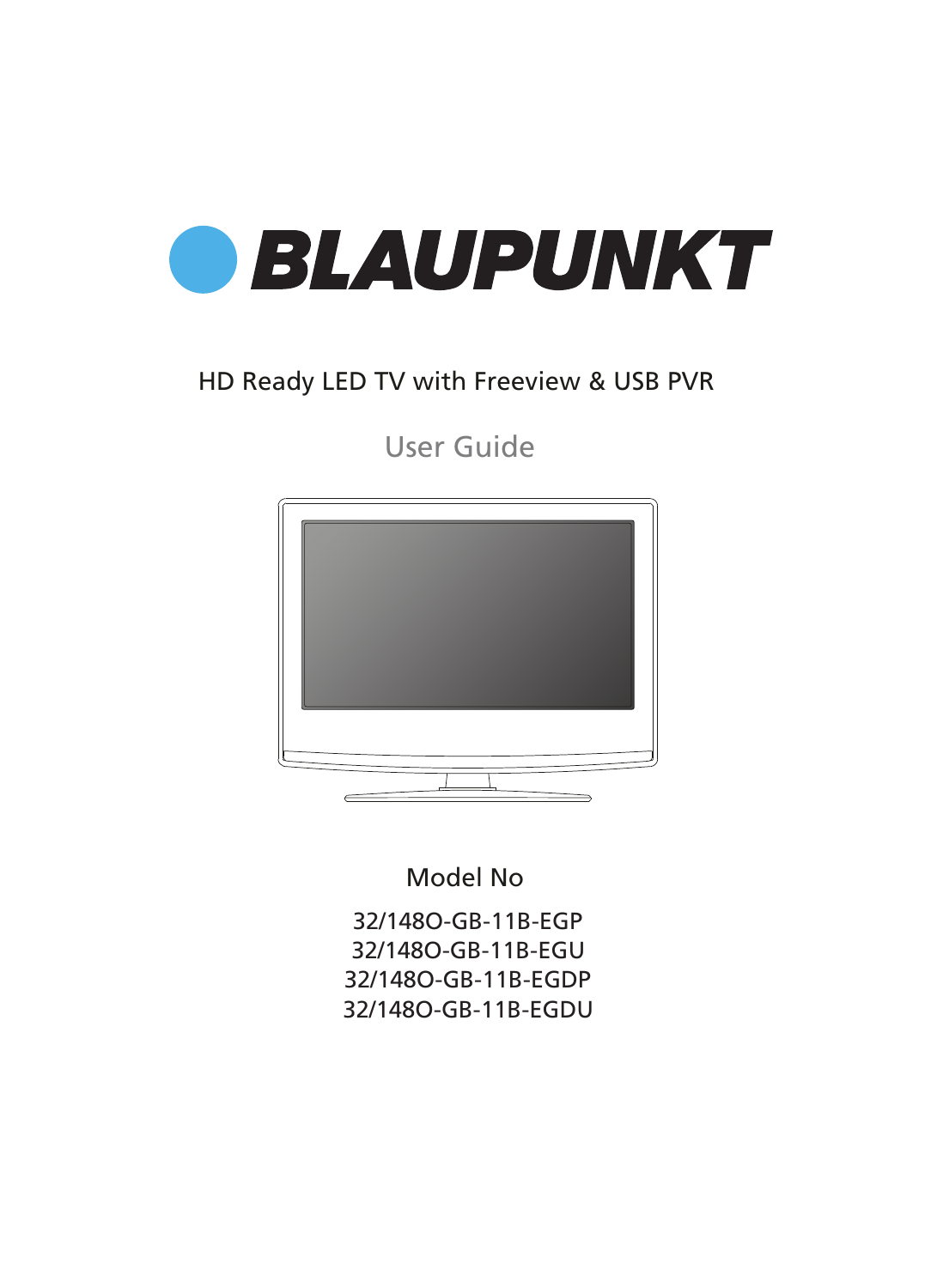# BLAUPUNKT

HD Ready LED TV with Freeview & USB PVR

## User Guide

Model No

32/148O-GB-11B-EGP
32/148O-GB-11B-EGU
32/148O-GB-11B-EGDP
32/148O-GB-11B-EGDU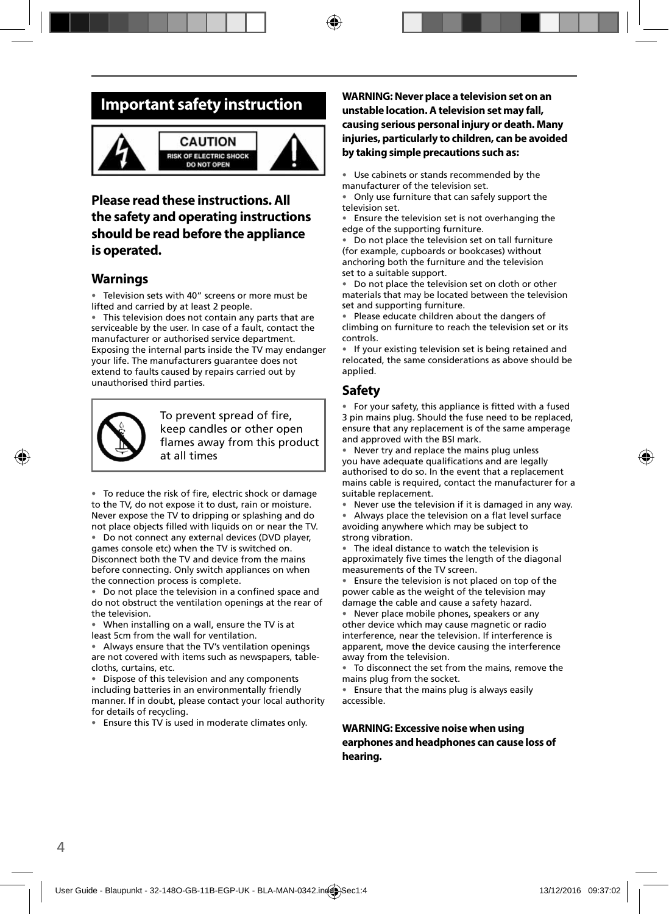# Important safety instruction

CAUTION
RISK OF ELECTRIC SHOCK
DO NOT OPEN

**Please read these instructions. All the safety and operating instructions should be read before the appliance is operated.**

## Warnings

- Television sets with 40" screens or more must be lifted and carried by at least 2 people.
- This television does not contain any parts that are serviceable by the user. In case of a fault, contact the manufacturer or authorised service department. Exposing the internal parts inside the TV may endanger your life. The manufacturers guarantee does not extend to faults caused by repairs carried out by unauthorised third parties.

To prevent spread of fire, keep candles or other open flames away from this product at all times

- To reduce the risk of fire, electric shock or damage to the TV, do not expose it to dust, rain or moisture. Never expose the TV to dripping or splashing and do not place objects filled with liquids on or near the TV.
- Do not connect any external devices (DVD player, games console etc) when the TV is switched on. Disconnect both the TV and device from the mains before connecting. Only switch appliances on when the connection process is complete.
- Do not place the television in a confined space and do not obstruct the ventilation openings at the rear of the television.
- When installing on a wall, ensure the TV is at least 5cm from the wall for ventilation.
- Always ensure that the TV's ventilation openings are not covered with items such as newspapers, table-cloths, curtains, etc.
- Dispose of this television and any components including batteries in an environmentally friendly manner. If in doubt, please contact your local authority for details of recycling.
- Ensure this TV is used in moderate climates only.

**WARNING: Never place a television set on an unstable location. A television set may fall, causing serious personal injury or death. Many injuries, particularly to children, can be avoided by taking simple precautions such as:**

- Use cabinets or stands recommended by the manufacturer of the television set.
- Only use furniture that can safely support the television set.
- Ensure the television set is not overhanging the edge of the supporting furniture.
- Do not place the television set on tall furniture (for example, cupboards or bookcases) without anchoring both the furniture and the television set to a suitable support.
- Do not place the television set on cloth or other materials that may be located between the television set and supporting furniture.
- Please educate children about the dangers of climbing on furniture to reach the television set or its controls.
- If your existing television set is being retained and relocated, the same considerations as above should be applied.

## Safety

- For your safety, this appliance is fitted with a fused 3 pin mains plug. Should the fuse need to be replaced, ensure that any replacement is of the same amperage and approved with the BSI mark.
- Never try and replace the mains plug unless you have adequate qualifications and are legally authorised to do so. In the event that a replacement mains cable is required, contact the manufacturer for a suitable replacement.
- Never use the television if it is damaged in any way.
- Always place the television on a flat level surface avoiding anywhere which may be subject to strong vibration.
- The ideal distance to watch the television is approximately five times the length of the diagonal measurements of the TV screen.
- Ensure the television is not placed on top of the power cable as the weight of the television may damage the cable and cause a safety hazard.
- Never place mobile phones, speakers or any other device which may cause magnetic or radio interference, near the television. If interference is apparent, move the device causing the interference away from the television.
- To disconnect the set from the mains, remove the mains plug from the socket.
- Ensure that the mains plug is always easily accessible.

**WARNING: Excessive noise when using earphones and headphones can cause loss of hearing.**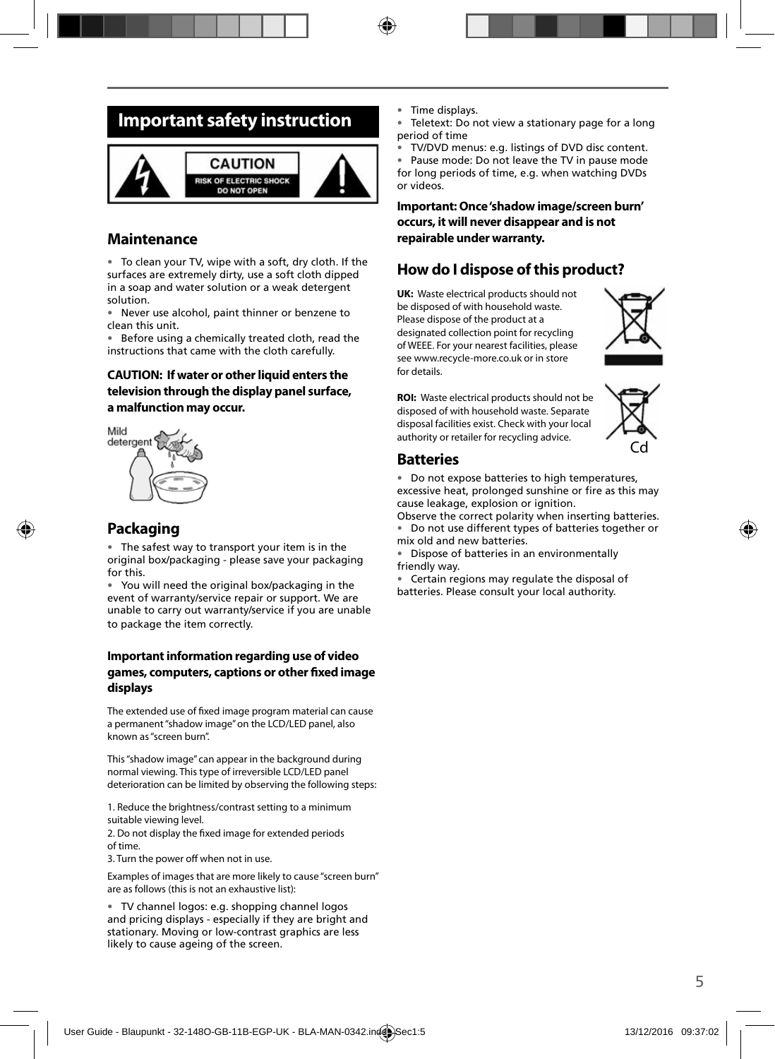# Important safety instruction

CAUTION
RISK OF ELECTRIC SHOCK
DO NOT OPEN

## Maintenance

- To clean your TV, wipe with a soft, dry cloth. If the surfaces are extremely dirty, use a soft cloth dipped in a soap and water solution or a weak detergent solution.
- Never use alcohol, paint thinner or benzene to clean this unit.
- Before using a chemically treated cloth, read the instructions that came with the cloth carefully.

**CAUTION: If water or other liquid enters the television through the display panel surface, a malfunction may occur.**

Mild detergent

## Packaging

- The safest way to transport your item is in the original box/packaging - please save your packaging for this.
- You will need the original box/packaging in the event of warranty/service repair or support. We are unable to carry out warranty/service if you are unable to package the item correctly.

### Important information regarding use of video games, computers, captions or other fixed image displays

The extended use of fixed image program material can cause a permanent "shadow image" on the LCD/LED panel, also known as "screen burn".

This "shadow image" can appear in the background during normal viewing. This type of irreversible LCD/LED panel deterioration can be limited by observing the following steps:

1. Reduce the brightness/contrast setting to a minimum suitable viewing level.
2. Do not display the fixed image for extended periods of time.
3. Turn the power off when not in use.

Examples of images that are more likely to cause "screen burn" are as follows (this is not an exhaustive list):

- TV channel logos: e.g. shopping channel logos and pricing displays - especially if they are bright and stationary. Moving or low-contrast graphics are less likely to cause ageing of the screen.
- Time displays.
- Teletext: Do not view a stationary page for a long period of time
- TV/DVD menus: e.g. listings of DVD disc content.
- Pause mode: Do not leave the TV in pause mode for long periods of time, e.g. when watching DVDs or videos.

**Important: Once 'shadow image/screen burn' occurs, it will never disappear and is not repairable under warranty.**

## How do I dispose of this product?

**UK:** Waste electrical products should not be disposed of with household waste. Please dispose of the product at a designated collection point for recycling of WEEE. For your nearest facilities, please see www.recycle-more.co.uk or in store for details.

**ROI:** Waste electrical products should not be disposed of with household waste. Separate disposal facilities exist. Check with your local authority or retailer for recycling advice.

Cd

## Batteries

- Do not expose batteries to high temperatures, excessive heat, prolonged sunshine or fire as this may cause leakage, explosion or ignition.
Observe the correct polarity when inserting batteries.
- Do not use different types of batteries together or mix old and new batteries.
- Dispose of batteries in an environmentally friendly way.
- Certain regions may regulate the disposal of batteries. Please consult your local authority.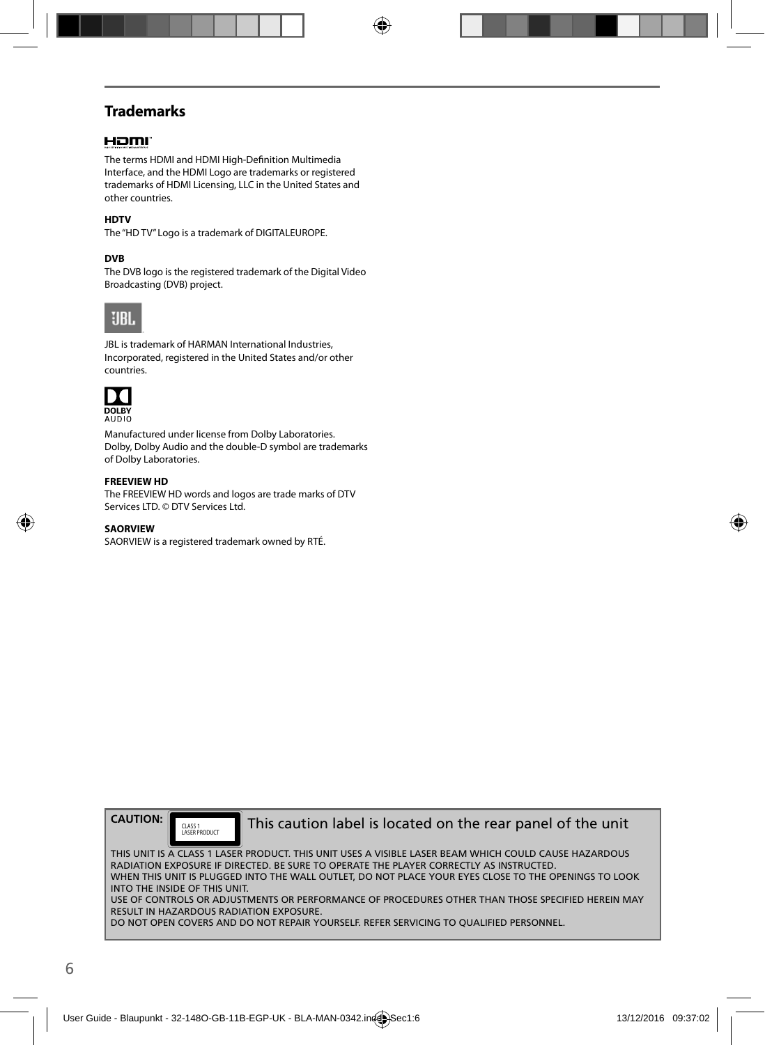## Trademarks

The terms HDMI and HDMI High-Definition Multimedia Interface, and the HDMI Logo are trademarks or registered trademarks of HDMI Licensing, LLC in the United States and other countries.

**HDTV**

The "HD TV" Logo is a trademark of DIGITALEUROPE.

**DVB**

The DVB logo is the registered trademark of the Digital Video Broadcasting (DVB) project.

JBL is trademark of HARMAN International Industries, Incorporated, registered in the United States and/or other countries.

Manufactured under license from Dolby Laboratories. Dolby, Dolby Audio and the double-D symbol are trademarks of Dolby Laboratories.

**FREEVIEW HD**

The FREEVIEW HD words and logos are trade marks of DTV Services LTD. © DTV Services Ltd.

**SAORVIEW**

SAORVIEW is a registered trademark owned by RTÉ.

**CAUTION:** CLASS 1 LASER PRODUCT — This caution label is located on the rear panel of the unit

THIS UNIT IS A CLASS 1 LASER PRODUCT. THIS UNIT USES A VISIBLE LASER BEAM WHICH COULD CAUSE HAZARDOUS RADIATION EXPOSURE IF DIRECTED. BE SURE TO OPERATE THE PLAYER CORRECTLY AS INSTRUCTED.
WHEN THIS UNIT IS PLUGGED INTO THE WALL OUTLET, DO NOT PLACE YOUR EYES CLOSE TO THE OPENINGS TO LOOK INTO THE INSIDE OF THIS UNIT.
USE OF CONTROLS OR ADJUSTMENTS OR PERFORMANCE OF PROCEDURES OTHER THAN THOSE SPECIFIED HEREIN MAY RESULT IN HAZARDOUS RADIATION EXPOSURE.
DO NOT OPEN COVERS AND DO NOT REPAIR YOURSELF. REFER SERVICING TO QUALIFIED PERSONNEL.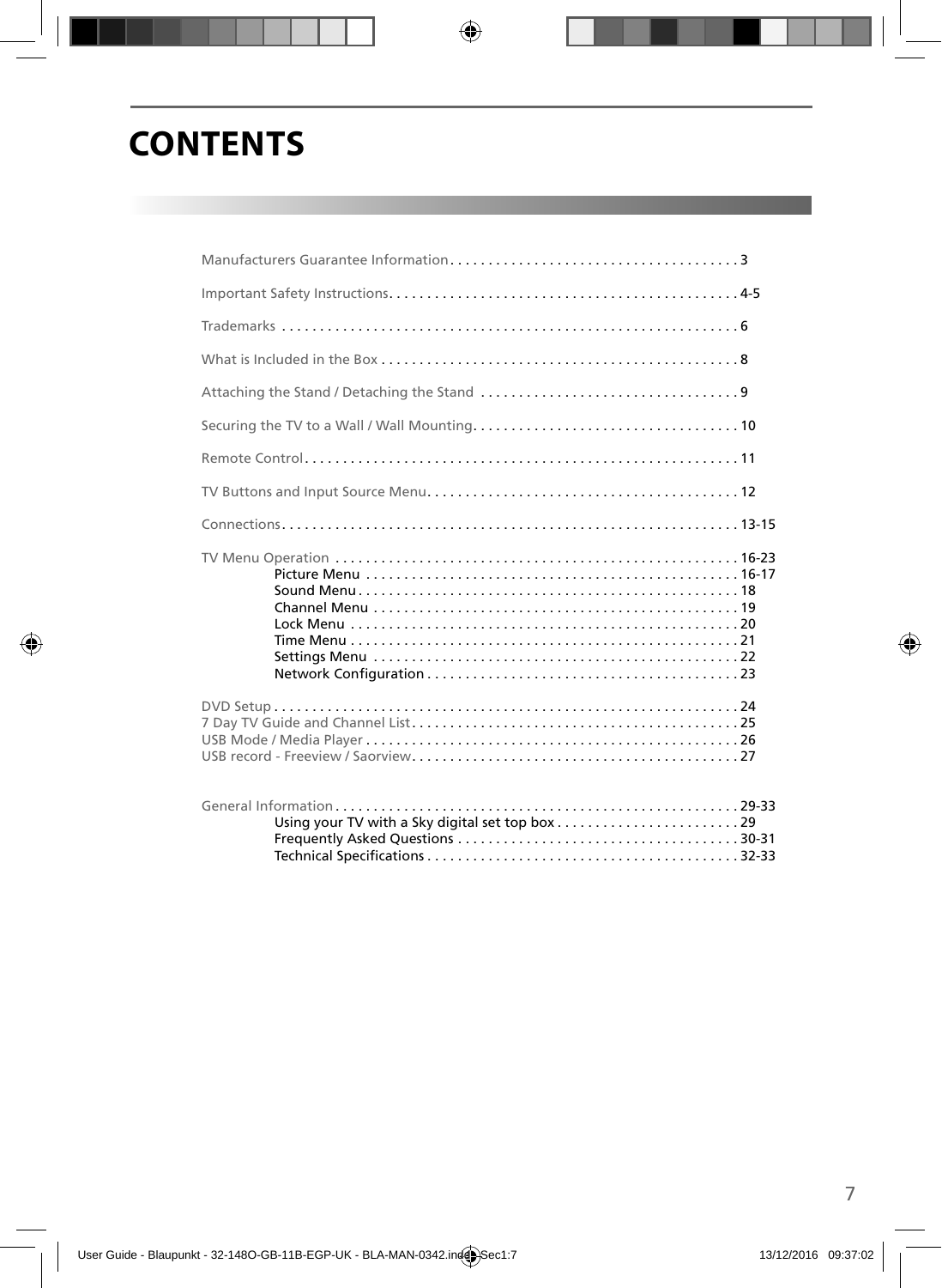# CONTENTS

Manufacturers Guarantee Information . . . . . . . . . . . . . . . . . . . . . . . . . . . . . . . . . . . . . . 3

Important Safety Instructions. . . . . . . . . . . . . . . . . . . . . . . . . . . . . . . . . . . . . . . . . . . . . 4-5

Trademarks . . . . . . . . . . . . . . . . . . . . . . . . . . . . . . . . . . . . . . . . . . . . . . . . . . . . . . . . . . . 6

What is Included in the Box . . . . . . . . . . . . . . . . . . . . . . . . . . . . . . . . . . . . . . . . . . . . . . 8

Attaching the Stand / Detaching the Stand . . . . . . . . . . . . . . . . . . . . . . . . . . . . . . . . . 9

Securing the TV to a Wall / Wall Mounting. . . . . . . . . . . . . . . . . . . . . . . . . . . . . . . . . . 10

Remote Control . . . . . . . . . . . . . . . . . . . . . . . . . . . . . . . . . . . . . . . . . . . . . . . . . . . . . . . . 11

TV Buttons and Input Source Menu. . . . . . . . . . . . . . . . . . . . . . . . . . . . . . . . . . . . . . . . 12

Connections . . . . . . . . . . . . . . . . . . . . . . . . . . . . . . . . . . . . . . . . . . . . . . . . . . . . . . . . . . . 13-15

TV Menu Operation . . . . . . . . . . . . . . . . . . . . . . . . . . . . . . . . . . . . . . . . . . . . . . . . . . . . 16-23
- Picture Menu . . . . . . . . . . . . . . . . . . . . . . . . . . . . . . . . . . . . . . . . . . . . . . . . . 16-17
- Sound Menu . . . . . . . . . . . . . . . . . . . . . . . . . . . . . . . . . . . . . . . . . . . . . . . . . . 18
- Channel Menu . . . . . . . . . . . . . . . . . . . . . . . . . . . . . . . . . . . . . . . . . . . . . . . . 19
- Lock Menu . . . . . . . . . . . . . . . . . . . . . . . . . . . . . . . . . . . . . . . . . . . . . . . . . . . 20
- Time Menu . . . . . . . . . . . . . . . . . . . . . . . . . . . . . . . . . . . . . . . . . . . . . . . . . . . 21
- Settings Menu . . . . . . . . . . . . . . . . . . . . . . . . . . . . . . . . . . . . . . . . . . . . . . . . 22
- Network Configuration . . . . . . . . . . . . . . . . . . . . . . . . . . . . . . . . . . . . . . . . . 23

DVD Setup . . . . . . . . . . . . . . . . . . . . . . . . . . . . . . . . . . . . . . . . . . . . . . . . . . . . . . . . . . . . 24
7 Day TV Guide and Channel List. . . . . . . . . . . . . . . . . . . . . . . . . . . . . . . . . . . . . . . . . . 25
USB Mode / Media Player . . . . . . . . . . . . . . . . . . . . . . . . . . . . . . . . . . . . . . . . . . . . . . . . 26
USB record - Freeview / Saorview. . . . . . . . . . . . . . . . . . . . . . . . . . . . . . . . . . . . . . . . . . 27

General Information . . . . . . . . . . . . . . . . . . . . . . . . . . . . . . . . . . . . . . . . . . . . . . . . . . . . 29-33
- Using your TV with a Sky digital set top box . . . . . . . . . . . . . . . . . . . . . . . . 29
- Frequently Asked Questions . . . . . . . . . . . . . . . . . . . . . . . . . . . . . . . . . . . . . 30-31
- Technical Specifications . . . . . . . . . . . . . . . . . . . . . . . . . . . . . . . . . . . . . . . . . 32-33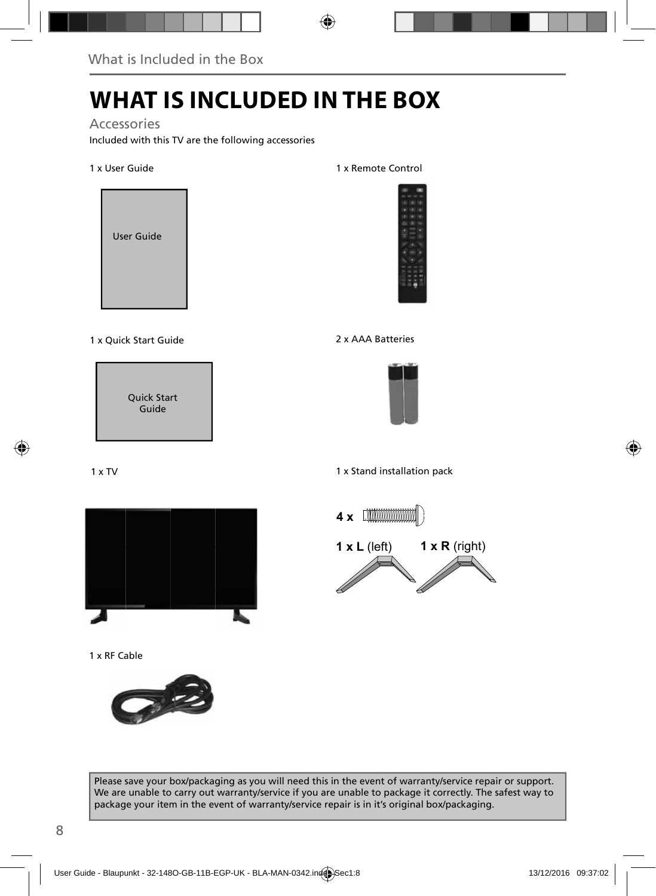# WHAT IS INCLUDED IN THE BOX

## Accessories

Included with this TV are the following accessories

1 x User Guide

User Guide

1 x Remote Control

1 x Quick Start Guide

Quick Start Guide

2 x AAA Batteries

1 x TV

1 x Stand installation pack

**4 x**

**1 x L** (left) **1 x R** (right)

1 x RF Cable

Please save your box/packaging as you will need this in the event of warranty/service repair or support. We are unable to carry out warranty/service if you are unable to package it correctly. The safest way to package your item in the event of warranty/service repair is in it's original box/packaging.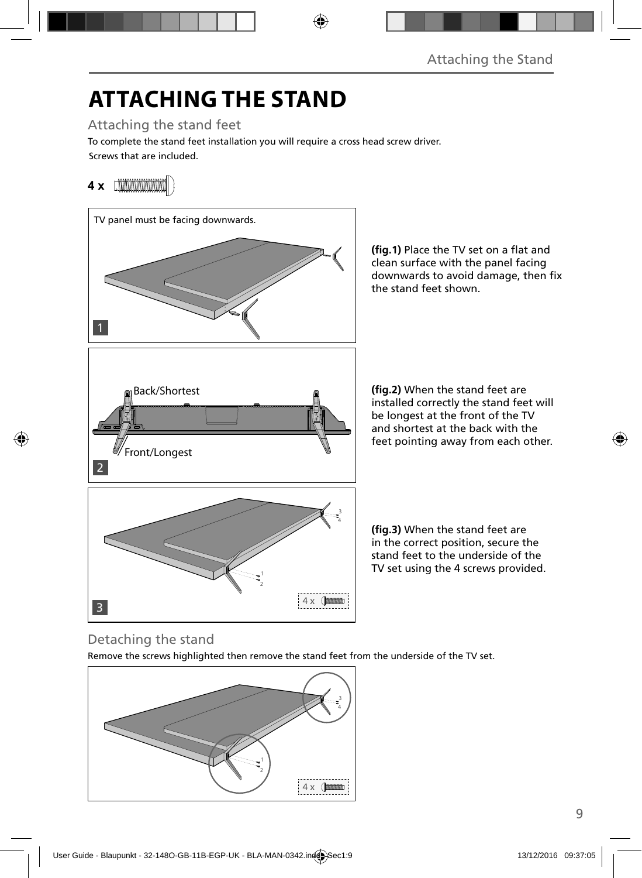# ATTACHING THE STAND

## Attaching the stand feet

To complete the stand feet installation you will require a cross head screw driver.

Screws that are included.

**4 x**

TV panel must be facing downwards.

**(fig.1)** Place the TV set on a flat and clean surface with the panel facing downwards to avoid damage, then fix the stand feet shown.

Back/Shortest

Front/Longest

**(fig.2)** When the stand feet are installed correctly the stand feet will be longest at the front of the TV and shortest at the back with the feet pointing away from each other.

4 x

**(fig.3)** When the stand feet are in the correct position, secure the stand feet to the underside of the TV set using the 4 screws provided.

## Detaching the stand

Remove the screws highlighted then remove the stand feet from the underside of the TV set.

4 x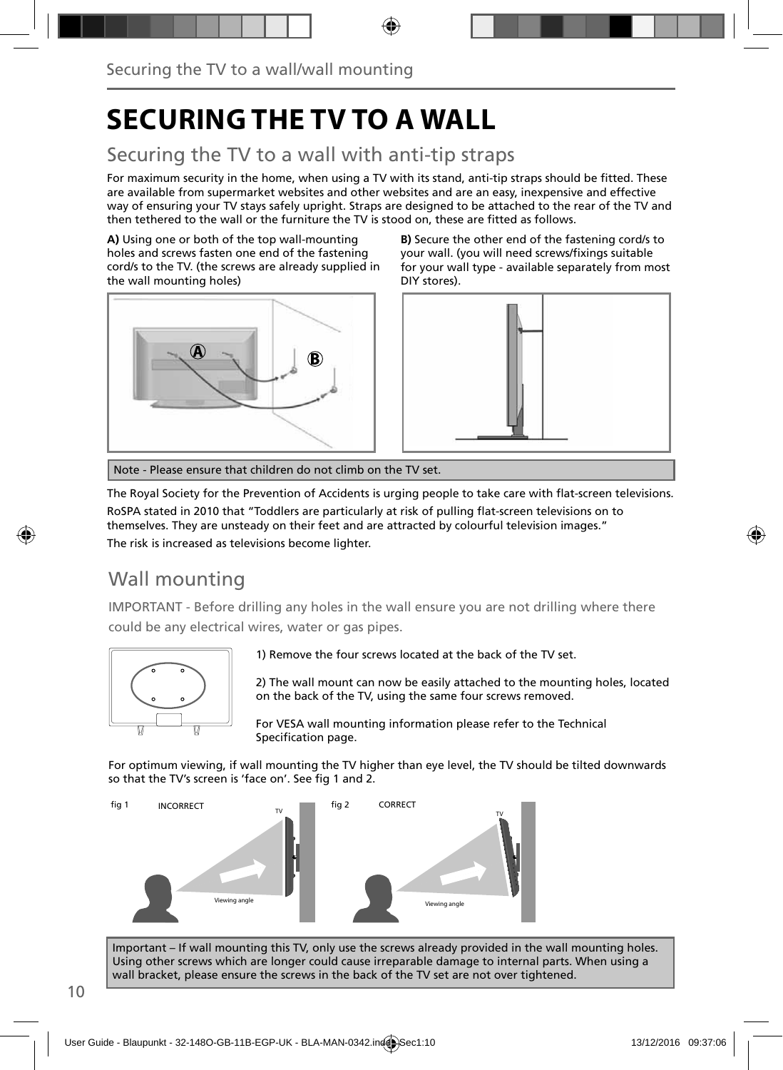# SECURING THE TV TO A WALL

## Securing the TV to a wall with anti-tip straps

For maximum security in the home, when using a TV with its stand, anti-tip straps should be fitted. These are available from supermarket websites and other websites and are an easy, inexpensive and effective way of ensuring your TV stays safely upright. Straps are designed to be attached to the rear of the TV and then tethered to the wall or the furniture the TV is stood on, these are fitted as follows.

**A)** Using one or both of the top wall-mounting holes and screws fasten one end of the fastening cord/s to the TV. (the screws are already supplied in the wall mounting holes)

**B)** Secure the other end of the fastening cord/s to your wall. (you will need screws/fixings suitable for your wall type - available separately from most DIY stores).

Note - Please ensure that children do not climb on the TV set.

The Royal Society for the Prevention of Accidents is urging people to take care with flat-screen televisions.

RoSPA stated in 2010 that "Toddlers are particularly at risk of pulling flat-screen televisions on to themselves. They are unsteady on their feet and are attracted by colourful television images."

The risk is increased as televisions become lighter.

## Wall mounting

IMPORTANT - Before drilling any holes in the wall ensure you are not drilling where there could be any electrical wires, water or gas pipes.

1) Remove the four screws located at the back of the TV set.

2) The wall mount can now be easily attached to the mounting holes, located on the back of the TV, using the same four screws removed.

For VESA wall mounting information please refer to the Technical Specification page.

For optimum viewing, if wall mounting the TV higher than eye level, the TV should be tilted downwards so that the TV's screen is 'face on'. See fig 1 and 2.

fig 1 INCORRECT

fig 2 CORRECT

Important – If wall mounting this TV, only use the screws already provided in the wall mounting holes. Using other screws which are longer could cause irreparable damage to internal parts. When using a wall bracket, please ensure the screws in the back of the TV set are not over tightened.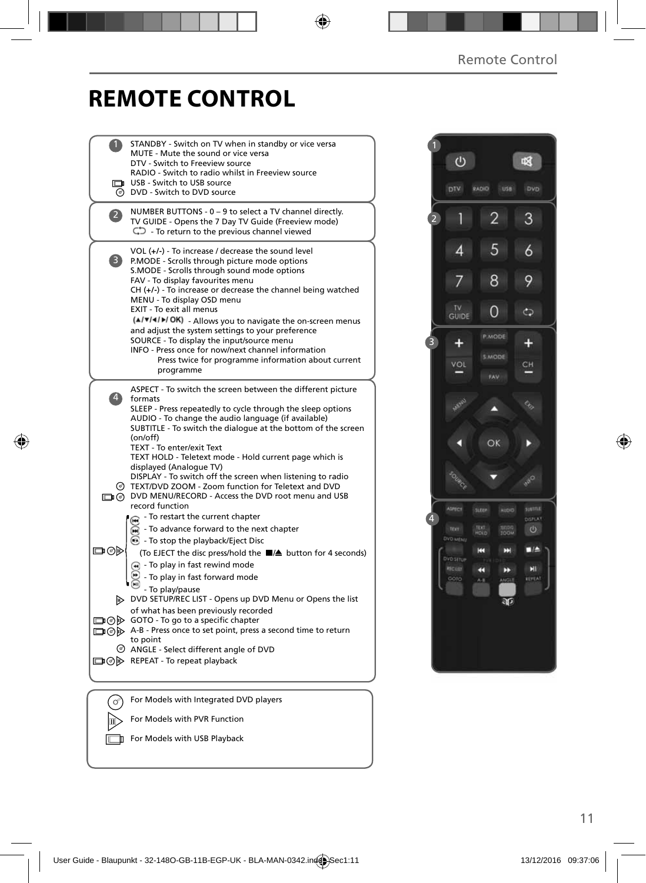# REMOTE CONTROL

**1**

STANDBY - Switch on TV when in standby or vice versa
MUTE - Mute the sound or vice versa
DTV - Switch to Freeview source
RADIO - Switch to radio whilst in Freeview source
USB - Switch to USB source
DVD - Switch to DVD source

**2**

NUMBER BUTTONS - 0 – 9 to select a TV channel directly.
TV GUIDE - Opens the 7 Day TV Guide (Freeview mode)
- To return to the previous channel viewed

**3**

VOL (+/-) - To increase / decrease the sound level
P.MODE - Scrolls through picture mode options
S.MODE - Scrolls through sound mode options
FAV - To display favourites menu
CH (+/-) - To increase or decrease the channel being watched
MENU - To display OSD menu
EXIT - To exit all menus
(▲/▼/◄/►/ OK) - Allows you to navigate the on-screen menus and adjust the system settings to your preference
SOURCE - To display the input/source menu
INFO - Press once for now/next channel information
Press twice for programme information about current programme

**4**

ASPECT - To switch the screen between the different picture formats
SLEEP - Press repeatedly to cycle through the sleep options
AUDIO - To change the audio language (if available)
SUBTITLE - To switch the dialogue at the bottom of the screen (on/off)
TEXT - To enter/exit Text
TEXT HOLD - Teletext mode - Hold current page which is displayed (Analogue TV)
DISPLAY - To switch off the screen when listening to radio
TEXT/DVD ZOOM - Zoom function for Teletext and DVD
DVD MENU/RECORD - Access the DVD root menu and USB record function
- To restart the current chapter
- To advance forward to the next chapter
- To stop the playback/Eject Disc
(To EJECT the disc press/hold the ■/▲ button for 4 seconds)
- To play in fast rewind mode
- To play in fast forward mode
- To play/pause
DVD SETUP/REC LIST - Opens up DVD Menu or Opens the list of what has been previously recorded
GOTO - To go to a specific chapter
A-B - Press once to set point, press a second time to return to point
ANGLE - Select different angle of DVD
REPEAT - To repeat playback

For Models with Integrated DVD players
For Models with PVR Function
For Models with USB Playback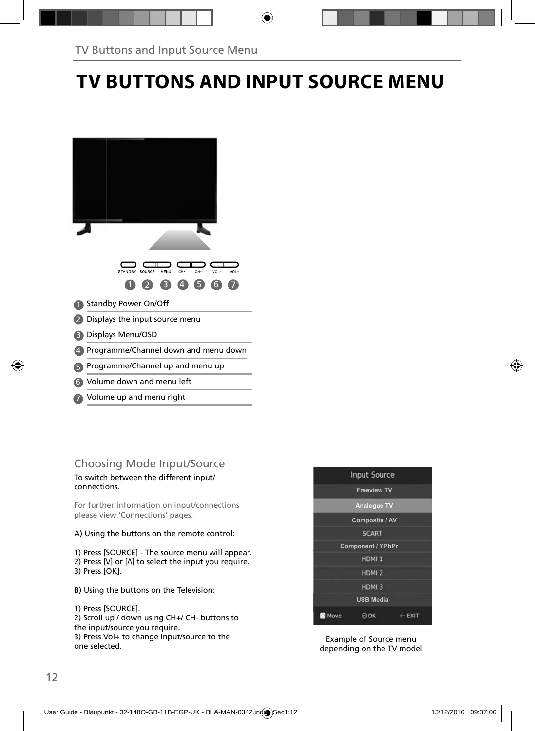# TV BUTTONS AND INPUT SOURCE MENU

STANDBY SOURCE MENU CH- CH+ VOL- VOL+

1 2 3 4 5 6 7

1. Standby Power On/Off
2. Displays the input source menu
3. Displays Menu/OSD
4. Programme/Channel down and menu down
5. Programme/Channel up and menu up
6. Volume down and menu left
7. Volume up and menu right

## Choosing Mode Input/Source

To switch between the different input/ connections.

For further information on input/connections please view 'Connections' pages.

A) Using the buttons on the remote control:

1) Press [SOURCE] - The source menu will appear.
2) Press [V] or [Λ] to select the input you require.
3) Press [OK].

B) Using the buttons on the Television:

1) Press [SOURCE].
2) Scroll up / down using CH+/ CH- buttons to the input/source you require.
3) Press Vol+ to change input/source to the one selected.

Input Source

- Freeview TV
- Analogue TV
- Composite / AV
- SCART
- Component / YPbPr
- HDMI 1
- HDMI 2
- HDMI 3
- USB Media

Move OK EXIT

Example of Source menu depending on the TV model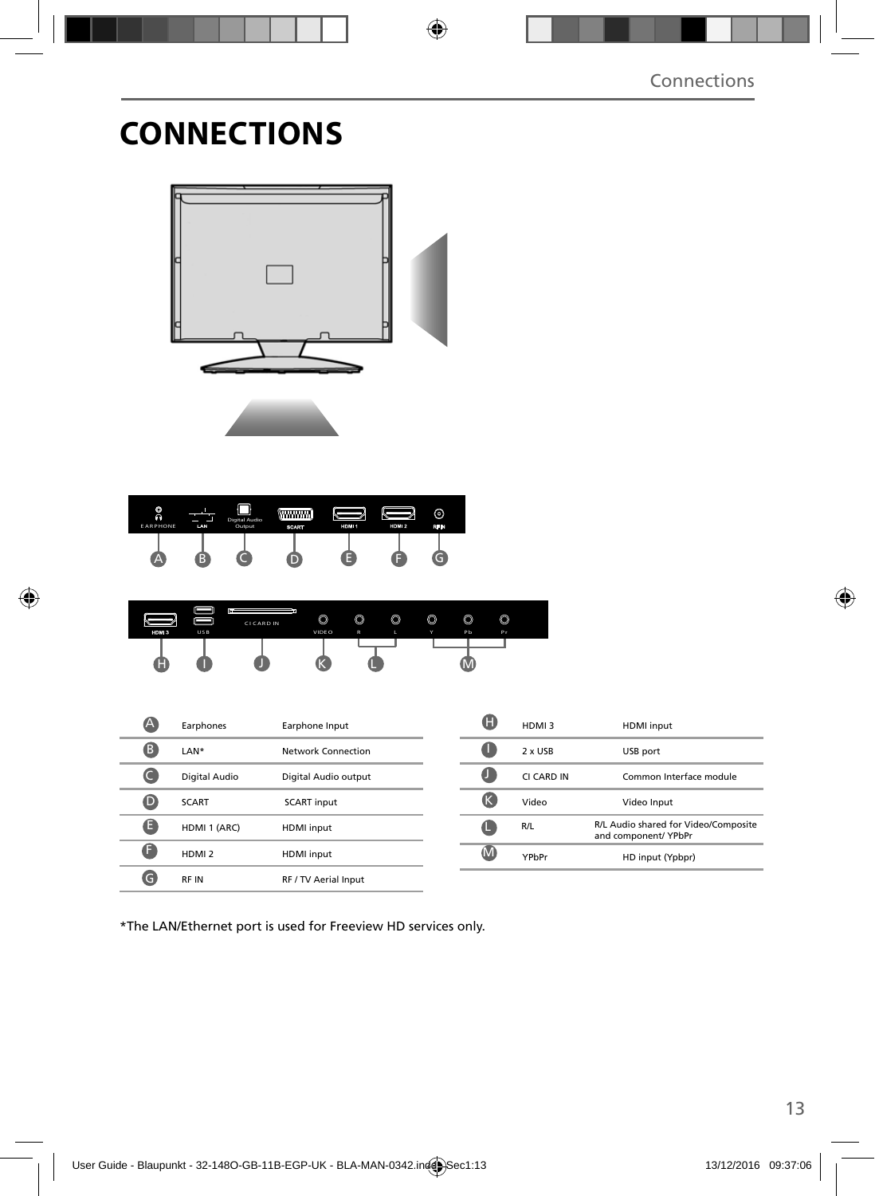# CONNECTIONS

| | | |
|---|---|---|
| A | Earphones | Earphone Input |
| B | LAN* | Network Connection |
| C | Digital Audio | Digital Audio output |
| D | SCART | SCART input |
| E | HDMI 1 (ARC) | HDMI input |
| F | HDMI 2 | HDMI input |
| G | RF IN | RF / TV Aerial Input |

| | | |
|---|---|---|
| H | HDMI 3 | HDMI input |
| I | 2 x USB | USB port |
| J | CI CARD IN | Common Interface module |
| K | Video | Video Input |
| L | R/L | R/L Audio shared for Video/Composite and component/ YPbPr |
| M | YPbPr | HD input (Ypbpr) |

*The LAN/Ethernet port is used for Freeview HD services only.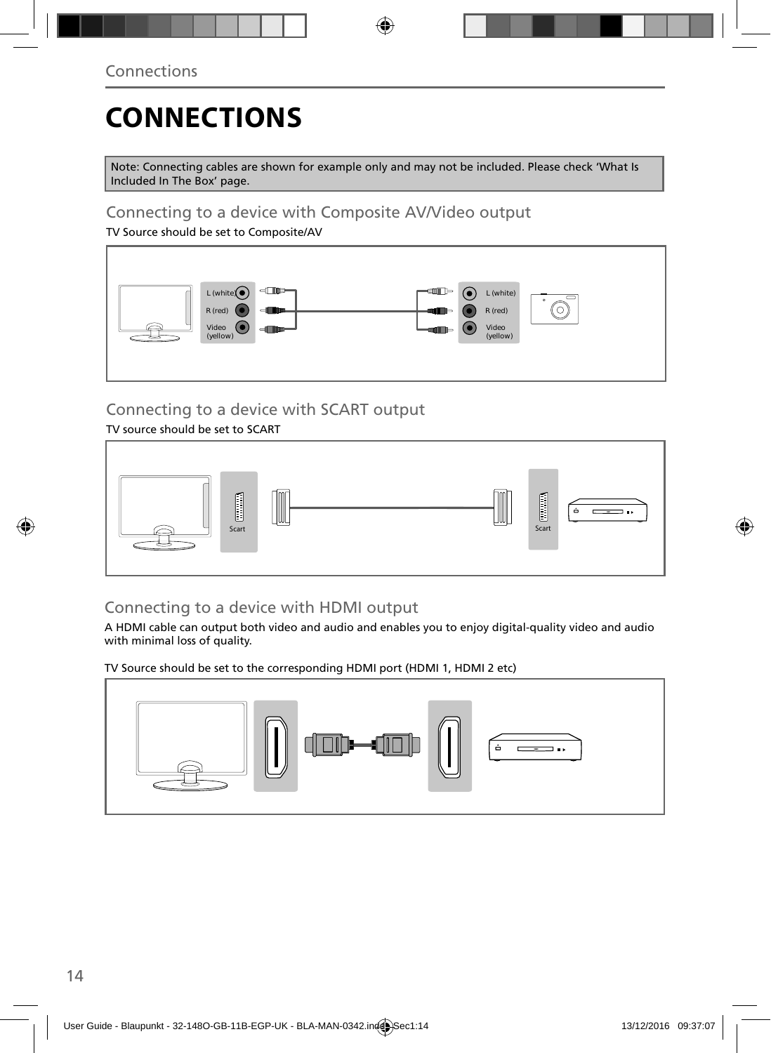# CONNECTIONS

Note: Connecting cables are shown for example only and may not be included. Please check 'What Is Included In The Box' page.

## Connecting to a device with Composite AV/Video output

TV Source should be set to Composite/AV

L (white)
R (red)
Video (yellow)

L (white)
R (red)
Video (yellow)

## Connecting to a device with SCART output

TV source should be set to SCART

Scart

Scart

## Connecting to a device with HDMI output

A HDMI cable can output both video and audio and enables you to enjoy digital-quality video and audio with minimal loss of quality.

TV Source should be set to the corresponding HDMI port (HDMI 1, HDMI 2 etc)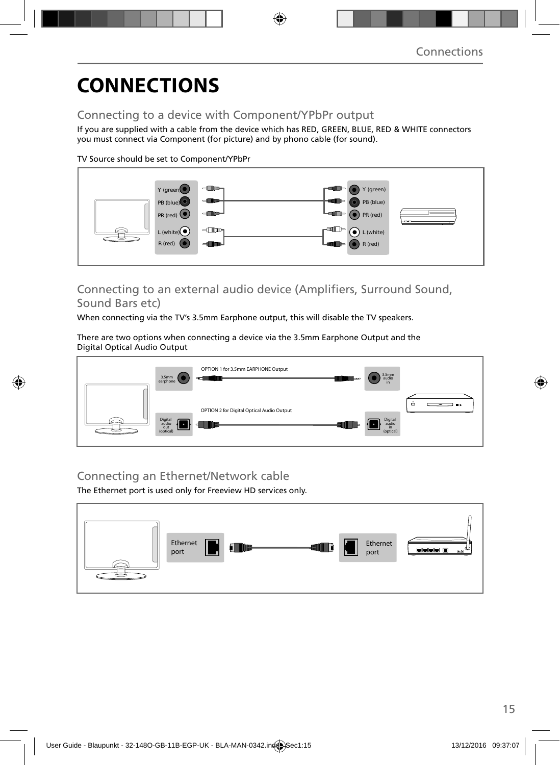# CONNECTIONS

## Connecting to a device with Component/YPbPr output

If you are supplied with a cable from the device which has RED, GREEN, BLUE, RED & WHITE connectors you must connect via Component (for picture) and by phono cable (for sound).

TV Source should be set to Component/YPbPr

Y (green)
PB (blue)
PR (red)
L (white)
R (red)

Y (green)
PB (blue)
PR (red)
L (white)
R (red)

## Connecting to an external audio device (Amplifiers, Surround Sound, Sound Bars etc)

When connecting via the TV's 3.5mm Earphone output, this will disable the TV speakers.

There are two options when connecting a device via the 3.5mm Earphone Output and the Digital Optical Audio Output

3.5mm earphone

OPTION 1 for 3.5mm EARPHONE Output

3.5mm audio in

Digital audio out (optical)

OPTION 2 for Digital Optical Audio Output

Digital audio in (optical)

## Connecting an Ethernet/Network cable

The Ethernet port is used only for Freeview HD services only.

Ethernet port

Ethernet port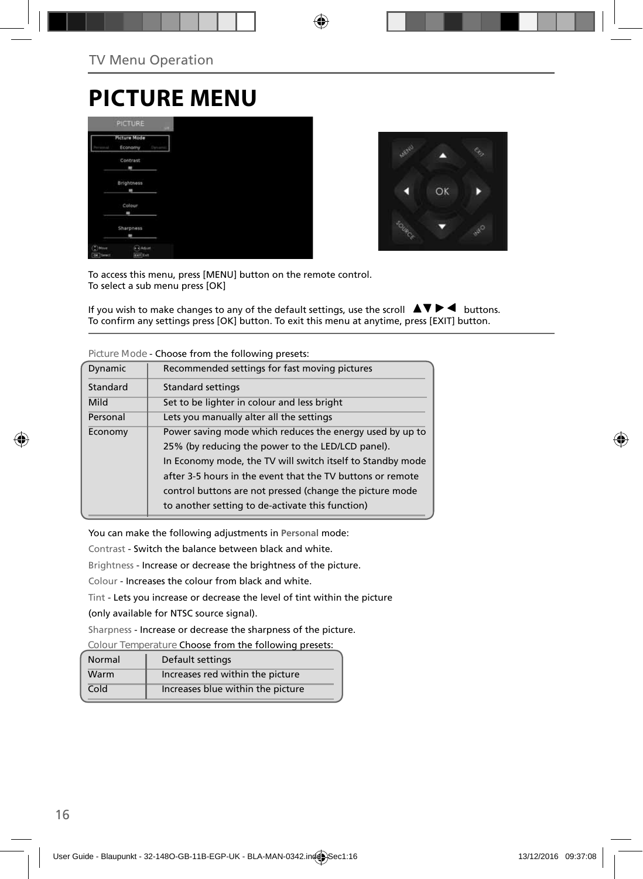TV Menu Operation

# PICTURE MENU

To access this menu, press [MENU] button on the remote control.
To select a sub menu press [OK]

If you wish to make changes to any of the default settings, use the scroll ▲▼ ▶ ◀ buttons.
To confirm any settings press [OK] button. To exit this menu at anytime, press [EXIT] button.

Picture Mode - Choose from the following presets:

| | |
|---|---|
| Dynamic | Recommended settings for fast moving pictures |
| Standard | Standard settings |
| Mild | Set to be lighter in colour and less bright |
| Personal | Lets you manually alter all the settings |
| Economy | Power saving mode which reduces the energy used by up to 25% (by reducing the power to the LED/LCD panel). In Economy mode, the TV will switch itself to Standby mode after 3-5 hours in the event that the TV buttons or remote control buttons are not pressed (change the picture mode to another setting to de-activate this function) |

You can make the following adjustments in **Personal** mode:

Contrast - Switch the balance between black and white.

Brightness - Increase or decrease the brightness of the picture.

Colour - Increases the colour from black and white.

Tint - Lets you increase or decrease the level of tint within the picture (only available for NTSC source signal).

Sharpness - Increase or decrease the sharpness of the picture.

Colour Temperature Choose from the following presets:

| | |
|---|---|
| Normal | Default settings |
| Warm | Increases red within the picture |
| Cold | Increases blue within the picture |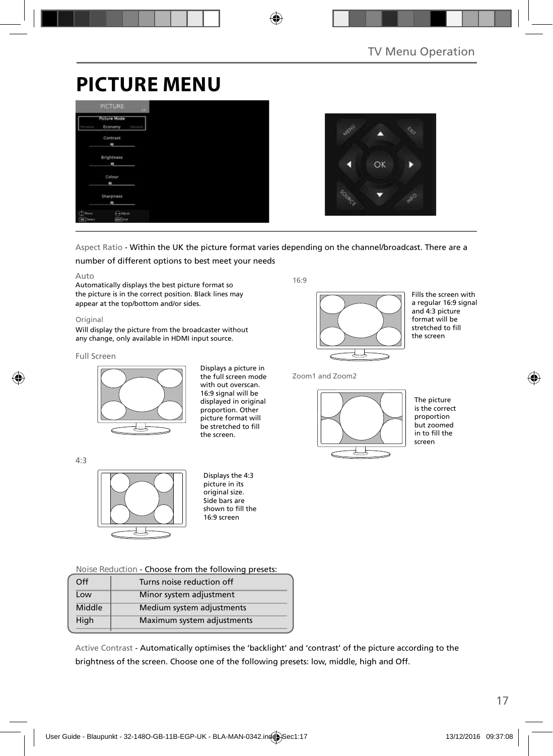# PICTURE MENU

Aspect Ratio - Within the UK the picture format varies depending on the channel/broadcast. There are a number of different options to best meet your needs

**Auto**

Automatically displays the best picture format so the picture is in the correct position. Black lines may appear at the top/bottom and/or sides.

**Original**

Will display the picture from the broadcaster without any change, only available in HDMI input source.

**Full Screen**

Displays a picture in the full screen mode with out overscan. 16:9 signal will be displayed in original proportion. Other picture format will be stretched to fill the screen.

**4:3**

Displays the 4:3 picture in its original size. Side bars are shown to fill the 16:9 screen

**16:9**

Fills the screen with a regular 16:9 signal and 4:3 picture format will be stretched to fill the screen

**Zoom1 and Zoom2**

The picture is the correct proportion but zoomed in to fill the screen

Noise Reduction - Choose from the following presets:

| | |
|---|---|
| Off | Turns noise reduction off |
| Low | Minor system adjustment |
| Middle | Medium system adjustments |
| High | Maximum system adjustments |

Active Contrast - Automatically optimises the 'backlight' and 'contrast' of the picture according to the brightness of the screen. Choose one of the following presets: low, middle, high and Off.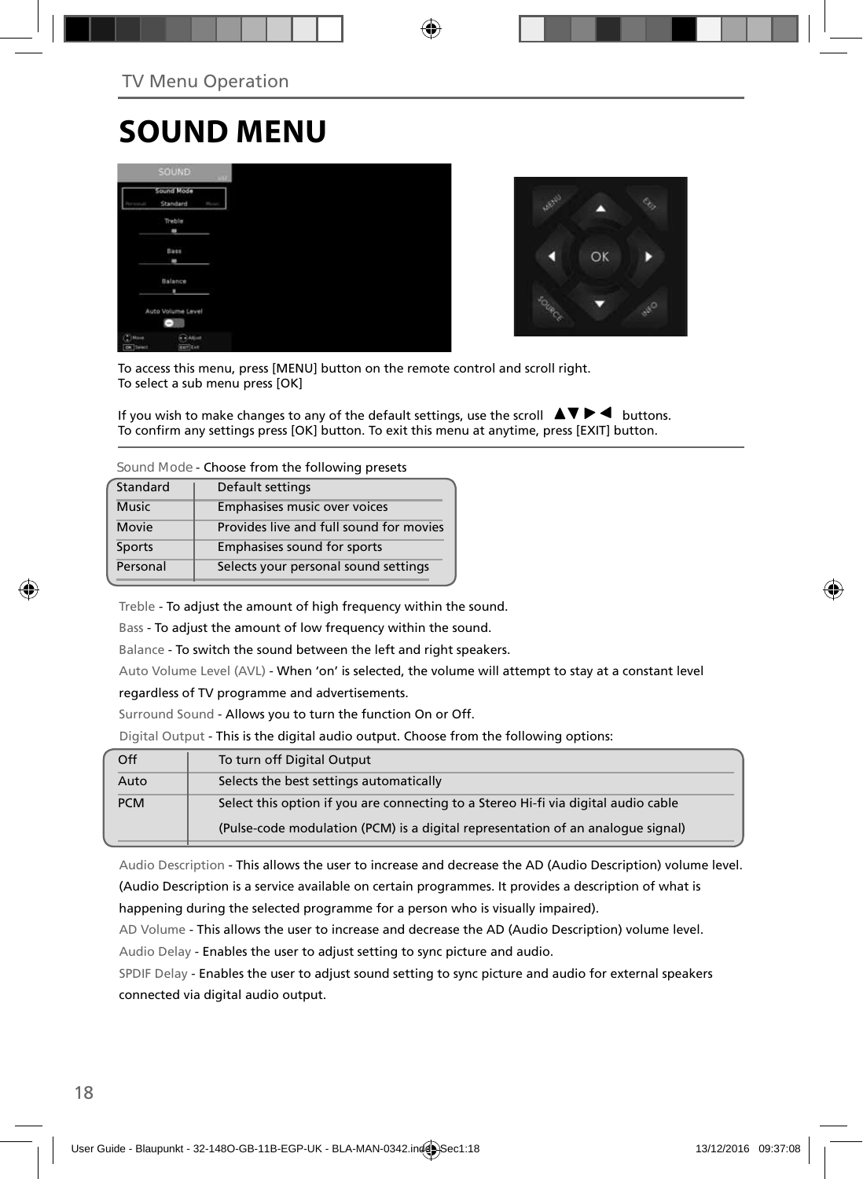TV Menu Operation

# SOUND MENU

To access this menu, press [MENU] button on the remote control and scroll right.
To select a sub menu press [OK]

If you wish to make changes to any of the default settings, use the scroll ▲▼▶◀ buttons.
To confirm any settings press [OK] button. To exit this menu at anytime, press [EXIT] button.

Sound Mode - Choose from the following presets

| | |
|---|---|
| Standard | Default settings |
| Music | Emphasises music over voices |
| Movie | Provides live and full sound for movies |
| Sports | Emphasises sound for sports |
| Personal | Selects your personal sound settings |

Treble - To adjust the amount of high frequency within the sound.

Bass - To adjust the amount of low frequency within the sound.

Balance - To switch the sound between the left and right speakers.

Auto Volume Level (AVL) - When 'on' is selected, the volume will attempt to stay at a constant level regardless of TV programme and advertisements.

Surround Sound - Allows you to turn the function On or Off.

Digital Output - This is the digital audio output. Choose from the following options:

| | |
|---|---|
| Off | To turn off Digital Output |
| Auto | Selects the best settings automatically |
| PCM | Select this option if you are connecting to a Stereo Hi-fi via digital audio cable (Pulse-code modulation (PCM) is a digital representation of an analogue signal) |

Audio Description - This allows the user to increase and decrease the AD (Audio Description) volume level. (Audio Description is a service available on certain programmes. It provides a description of what is happening during the selected programme for a person who is visually impaired).

AD Volume - This allows the user to increase and decrease the AD (Audio Description) volume level.

Audio Delay - Enables the user to adjust setting to sync picture and audio.

SPDIF Delay - Enables the user to adjust sound setting to sync picture and audio for external speakers connected via digital audio output.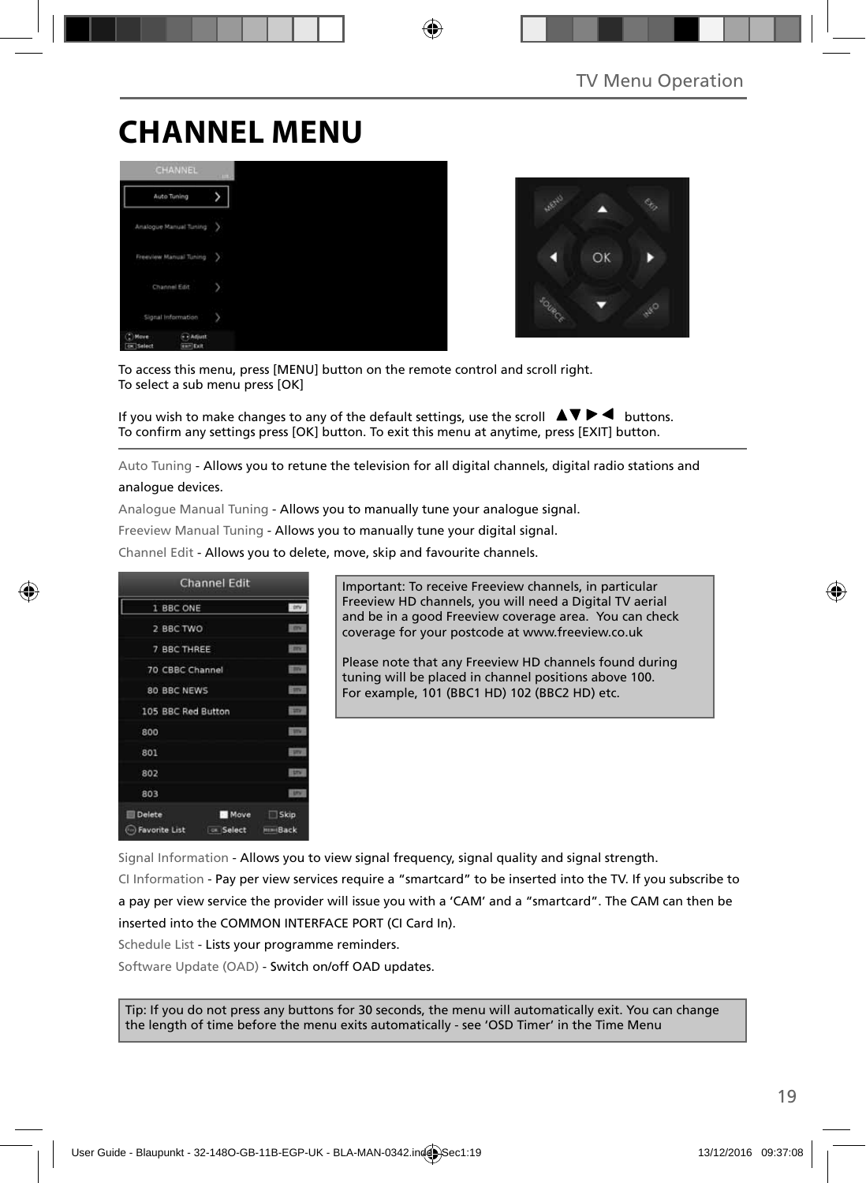# CHANNEL MENU

To access this menu, press [MENU] button on the remote control and scroll right.
To select a sub menu press [OK]

If you wish to make changes to any of the default settings, use the scroll ▲▼▶◀ buttons.
To confirm any settings press [OK] button. To exit this menu at anytime, press [EXIT] button.

Auto Tuning - Allows you to retune the television for all digital channels, digital radio stations and analogue devices.

Analogue Manual Tuning - Allows you to manually tune your analogue signal.

Freeview Manual Tuning - Allows you to manually tune your digital signal.

Channel Edit - Allows you to delete, move, skip and favourite channels.

Important: To receive Freeview channels, in particular Freeview HD channels, you will need a Digital TV aerial and be in a good Freeview coverage area. You can check coverage for your postcode at www.freeview.co.uk

Please note that any Freeview HD channels found during tuning will be placed in channel positions above 100. For example, 101 (BBC1 HD) 102 (BBC2 HD) etc.

Signal Information - Allows you to view signal frequency, signal quality and signal strength.

CI Information - Pay per view services require a "smartcard" to be inserted into the TV. If you subscribe to a pay per view service the provider will issue you with a 'CAM' and a "smartcard". The CAM can then be inserted into the COMMON INTERFACE PORT (CI Card In).

Schedule List - Lists your programme reminders.

Software Update (OAD) - Switch on/off OAD updates.

Tip: If you do not press any buttons for 30 seconds, the menu will automatically exit. You can change the length of time before the menu exits automatically - see 'OSD Timer' in the Time Menu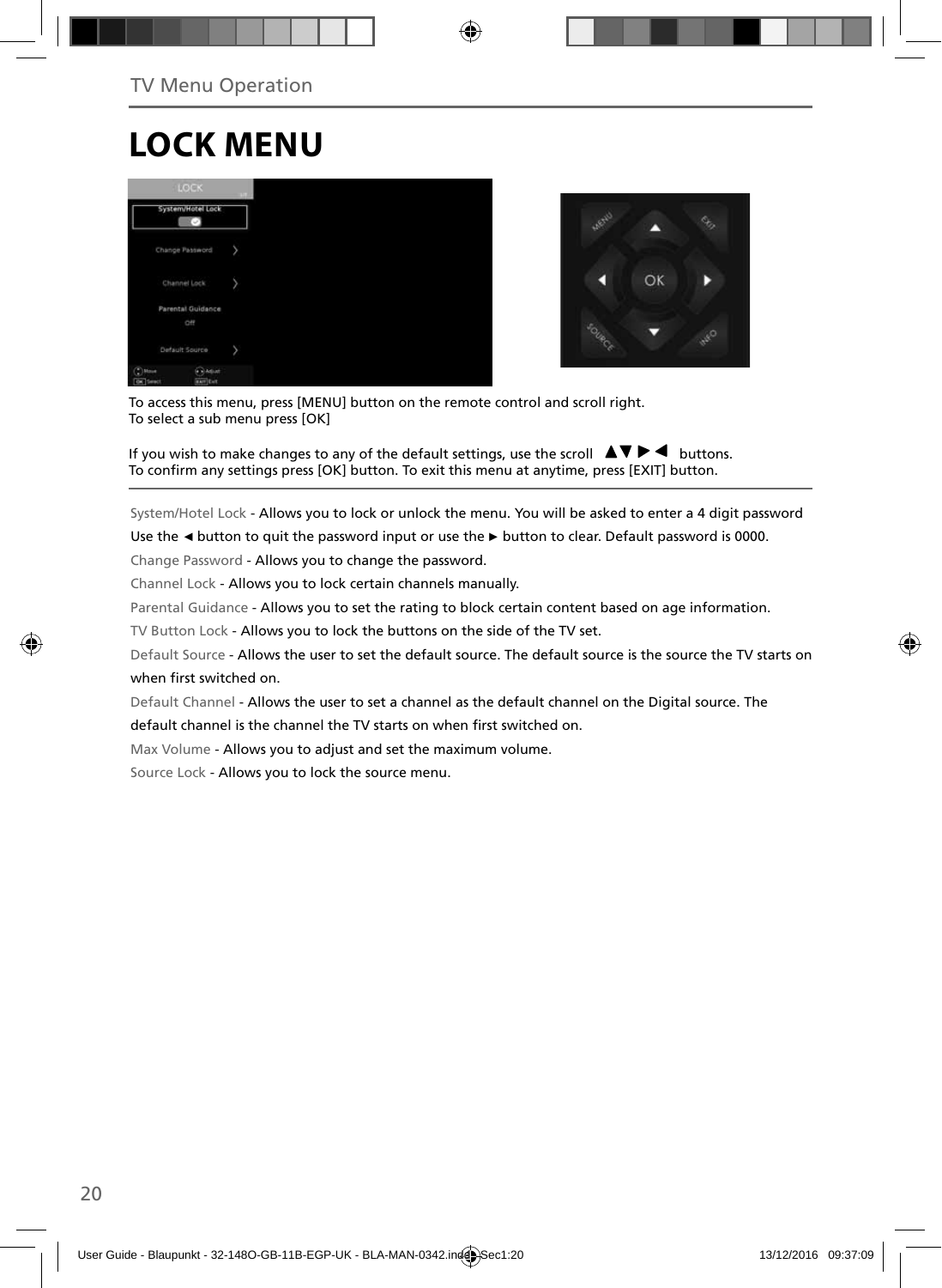# LOCK MENU

To access this menu, press [MENU] button on the remote control and scroll right.
To select a sub menu press [OK]

If you wish to make changes to any of the default settings, use the scroll ▲▼ ▶ ◀ buttons.
To confirm any settings press [OK] button. To exit this menu at anytime, press [EXIT] button.

System/Hotel Lock - Allows you to lock or unlock the menu. You will be asked to enter a 4 digit password Use the ◄ button to quit the password input or use the ► button to clear. Default password is 0000.

Change Password - Allows you to change the password.

Channel Lock - Allows you to lock certain channels manually.

Parental Guidance - Allows you to set the rating to block certain content based on age information.

TV Button Lock - Allows you to lock the buttons on the side of the TV set.

Default Source - Allows the user to set the default source. The default source is the source the TV starts on when first switched on.

Default Channel - Allows the user to set a channel as the default channel on the Digital source. The default channel is the channel the TV starts on when first switched on.

Max Volume - Allows you to adjust and set the maximum volume.

Source Lock - Allows you to lock the source menu.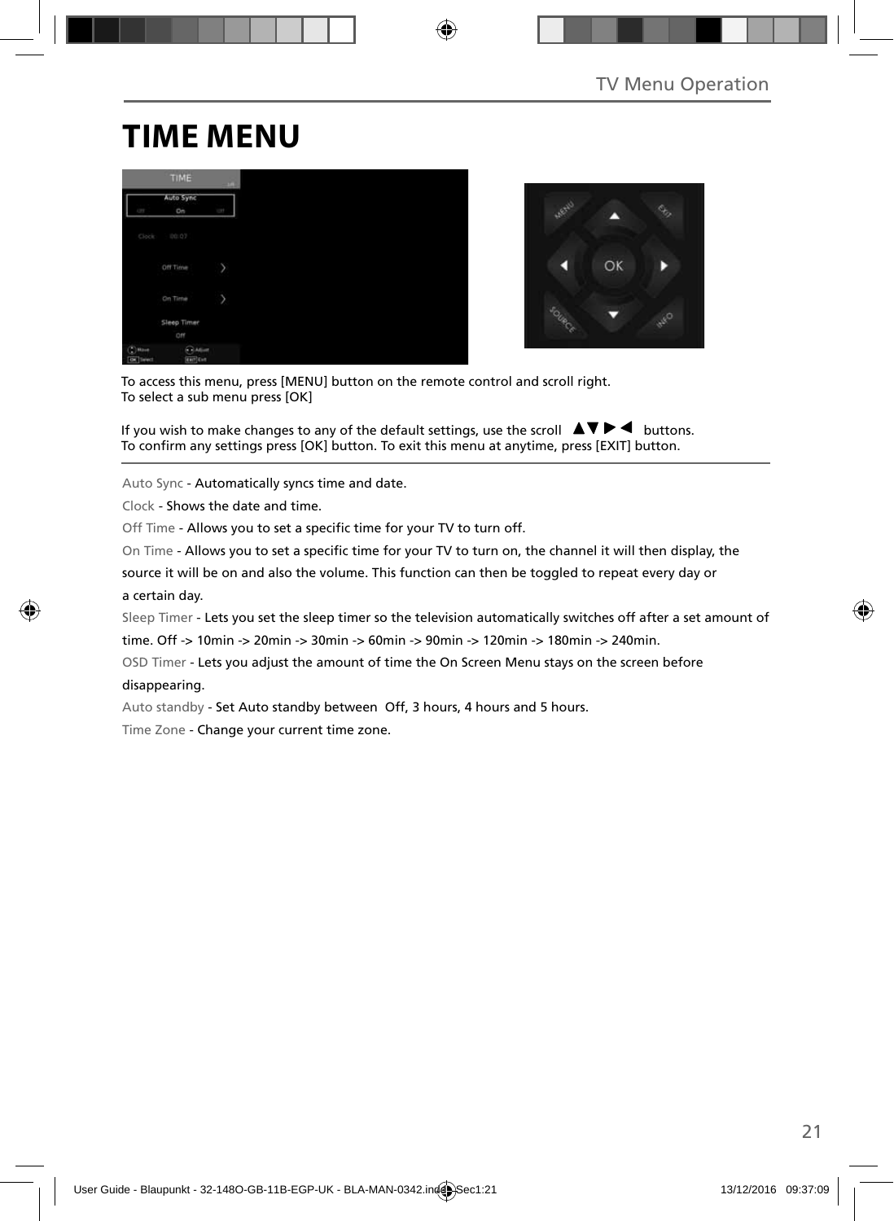# TIME MENU

To access this menu, press [MENU] button on the remote control and scroll right.
To select a sub menu press [OK]

If you wish to make changes to any of the default settings, use the scroll ▲▼▶◀ buttons.
To confirm any settings press [OK] button. To exit this menu at anytime, press [EXIT] button.

Auto Sync - Automatically syncs time and date.

Clock - Shows the date and time.

Off Time - Allows you to set a specific time for your TV to turn off.

On Time - Allows you to set a specific time for your TV to turn on, the channel it will then display, the source it will be on and also the volume. This function can then be toggled to repeat every day or a certain day.

Sleep Timer - Lets you set the sleep timer so the television automatically switches off after a set amount of time. Off -> 10min -> 20min -> 30min -> 60min -> 90min -> 120min -> 180min -> 240min.

OSD Timer - Lets you adjust the amount of time the On Screen Menu stays on the screen before disappearing.

Auto standby - Set Auto standby between Off, 3 hours, 4 hours and 5 hours.

Time Zone - Change your current time zone.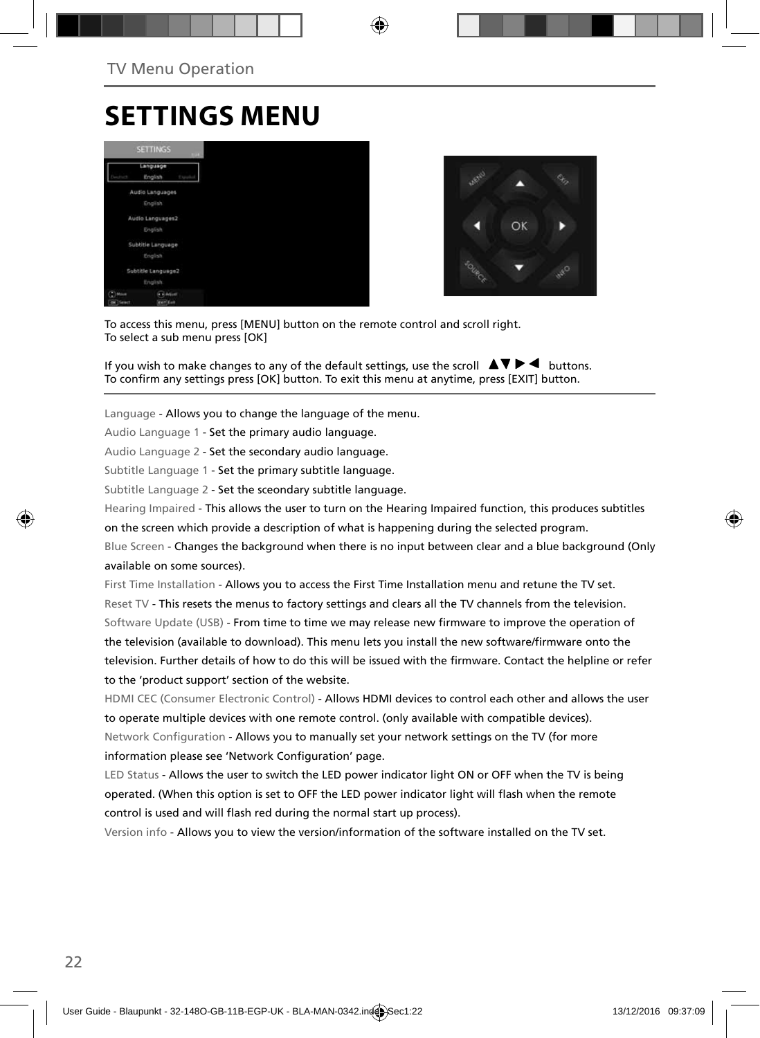TV Menu Operation

# SETTINGS MENU

To access this menu, press [MENU] button on the remote control and scroll right.
To select a sub menu press [OK]

If you wish to make changes to any of the default settings, use the scroll ▲▼▶◀ buttons.
To confirm any settings press [OK] button. To exit this menu at anytime, press [EXIT] button.

Language - Allows you to change the language of the menu.

Audio Language 1 - Set the primary audio language.

Audio Language 2 - Set the secondary audio language.

Subtitle Language 1 - Set the primary subtitle language.

Subtitle Language 2 - Set the sceondary subtitle language.

Hearing Impaired - This allows the user to turn on the Hearing Impaired function, this produces subtitles on the screen which provide a description of what is happening during the selected program.

Blue Screen - Changes the background when there is no input between clear and a blue background (Only available on some sources).

First Time Installation - Allows you to access the First Time Installation menu and retune the TV set.

Reset TV - This resets the menus to factory settings and clears all the TV channels from the television.

Software Update (USB) - From time to time we may release new firmware to improve the operation of the television (available to download). This menu lets you install the new software/firmware onto the television. Further details of how to do this will be issued with the firmware. Contact the helpline or refer to the 'product support' section of the website.

HDMI CEC (Consumer Electronic Control) - Allows HDMI devices to control each other and allows the user to operate multiple devices with one remote control. (only available with compatible devices).

Network Configuration - Allows you to manually set your network settings on the TV (for more information please see 'Network Configuration' page.

LED Status - Allows the user to switch the LED power indicator light ON or OFF when the TV is being operated. (When this option is set to OFF the LED power indicator light will flash when the remote control is used and will flash red during the normal start up process).

Version info - Allows you to view the version/information of the software installed on the TV set.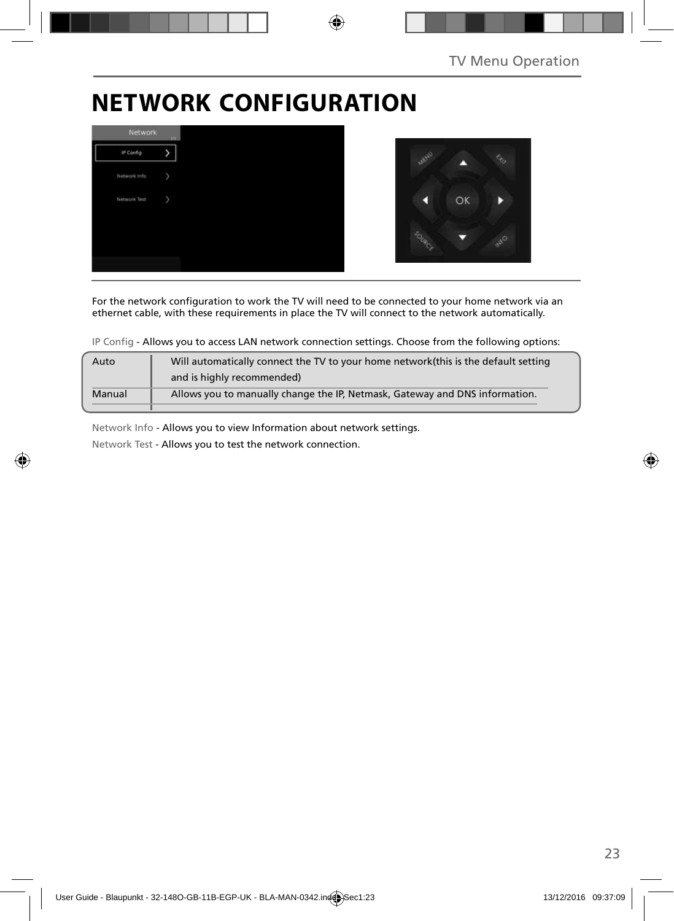# NETWORK CONFIGURATION

For the network configuration to work the TV will need to be connected to your home network via an ethernet cable, with these requirements in place the TV will connect to the network automatically.

IP Config - Allows you to access LAN network connection settings. Choose from the following options:

| | |
|---|---|
| Auto | Will automatically connect the TV to your home network(this is the default setting and is highly recommended) |
| Manual | Allows you to manually change the IP, Netmask, Gateway and DNS information. |

Network Info - Allows you to view Information about network settings.

Network Test - Allows you to test the network connection.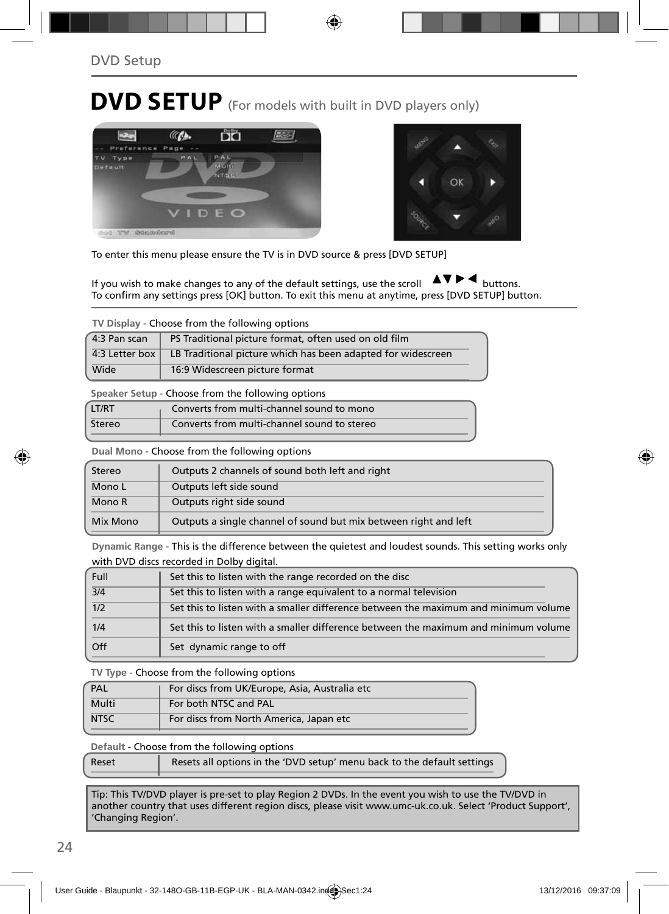# DVD SETUP (For models with built in DVD players only)

To enter this menu please ensure the TV is in DVD source & press [DVD SETUP]

If you wish to make changes to any of the default settings, use the scroll ▲▼▶◀ buttons.
To confirm any settings press [OK] button. To exit this menu at anytime, press [DVD SETUP] button.

**TV Display** - Choose from the following options

| | |
|---|---|
| 4:3 Pan scan | PS Traditional picture format, often used on old film |
| 4:3 Letter box | LB Traditional picture which has been adapted for widescreen |
| Wide | 16:9 Widescreen picture format |

**Speaker Setup** - Choose from the following options

| | |
|---|---|
| LT/RT | Converts from multi-channel sound to mono |
| Stereo | Converts from multi-channel sound to stereo |

**Dual Mono** - Choose from the following options

| | |
|---|---|
| Stereo | Outputs 2 channels of sound both left and right |
| Mono L | Outputs left side sound |
| Mono R | Outputs right side sound |
| Mix Mono | Outputs a single channel of sound but mix between right and left |

**Dynamic Range** - This is the difference between the quietest and loudest sounds. This setting works only with DVD discs recorded in Dolby digital.

| | |
|---|---|
| Full | Set this to listen with the range recorded on the disc |
| 3/4 | Set this to listen with a range equivalent to a normal television |
| 1/2 | Set this to listen with a smaller difference between the maximum and minimum volume |
| 1/4 | Set this to listen with a smaller difference between the maximum and minimum volume |
| Off | Set dynamic range to off |

**TV Type** - Choose from the following options

| | |
|---|---|
| PAL | For discs from UK/Europe, Asia, Australia etc |
| Multi | For both NTSC and PAL |
| NTSC | For discs from North America, Japan etc |

**Default** - Choose from the following options

| | |
|---|---|
| Reset | Resets all options in the 'DVD setup' menu back to the default settings |

Tip: This TV/DVD player is pre-set to play Region 2 DVDs. In the event you wish to use the TV/DVD in another country that uses different region discs, please visit www.umc-uk.co.uk. Select 'Product Support', 'Changing Region'.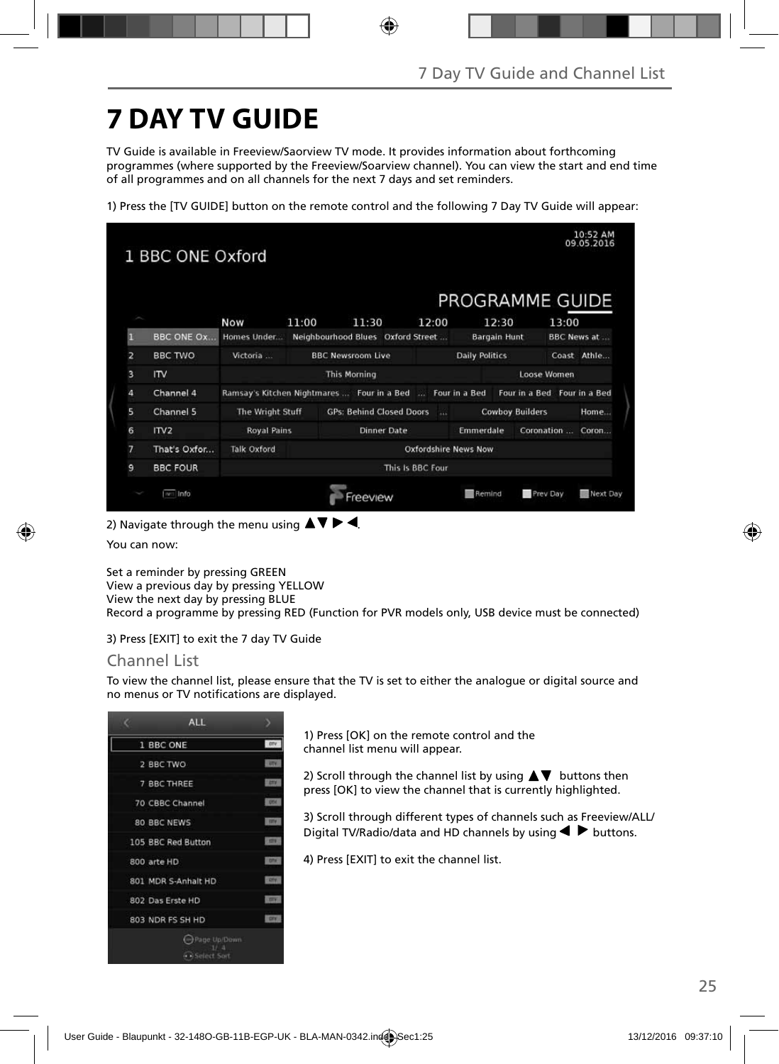# 7 DAY TV GUIDE

TV Guide is available in Freeview/Saorview TV mode. It provides information about forthcoming programmes (where supported by the Freeview/Soarview channel). You can view the start and end time of all programmes and on all channels for the next 7 days and set reminders.

1) Press the [TV GUIDE] button on the remote control and the following 7 Day TV Guide will appear:

2) Navigate through the menu using ▲▼ ▶ ◀.

You can now:

Set a reminder by pressing GREEN
View a previous day by pressing YELLOW
View the next day by pressing BLUE
Record a programme by pressing RED (Function for PVR models only, USB device must be connected)

3) Press [EXIT] to exit the 7 day TV Guide

## Channel List

To view the channel list, please ensure that the TV is set to either the analogue or digital source and no menus or TV notifications are displayed.

1) Press [OK] on the remote control and the channel list menu will appear.

2) Scroll through the channel list by using ▲▼ buttons then press [OK] to view the channel that is currently highlighted.

3) Scroll through different types of channels such as Freeview/ALL/ Digital TV/Radio/data and HD channels by using ◀ ▶ buttons.

4) Press [EXIT] to exit the channel list.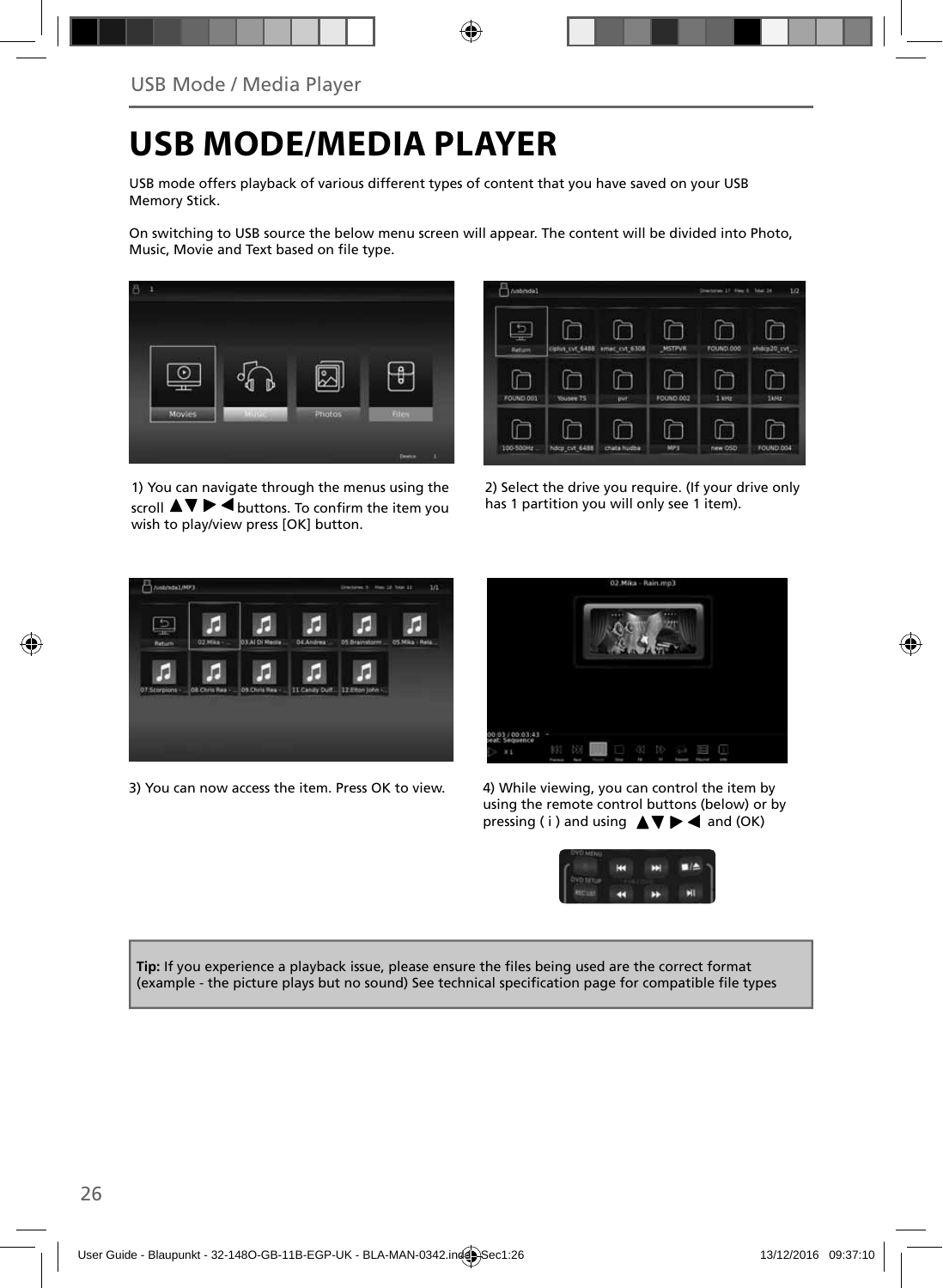# USB MODE/MEDIA PLAYER

USB mode offers playback of various different types of content that you have saved on your USB Memory Stick.

On switching to USB source the below menu screen will appear. The content will be divided into Photo, Music, Movie and Text based on file type.

1) You can navigate through the menus using the scroll ▲▼ ▶ ◀ buttons. To confirm the item you wish to play/view press [OK] button.

2) Select the drive you require. (If your drive only has 1 partition you will only see 1 item).

3) You can now access the item. Press OK to view.

4) While viewing, you can control the item by using the remote control buttons (below) or by pressing ( i ) and using ▲▼ ▶ ◀ and (OK)

**Tip:** If you experience a playback issue, please ensure the files being used are the correct format (example - the picture plays but no sound) See technical specification page for compatible file types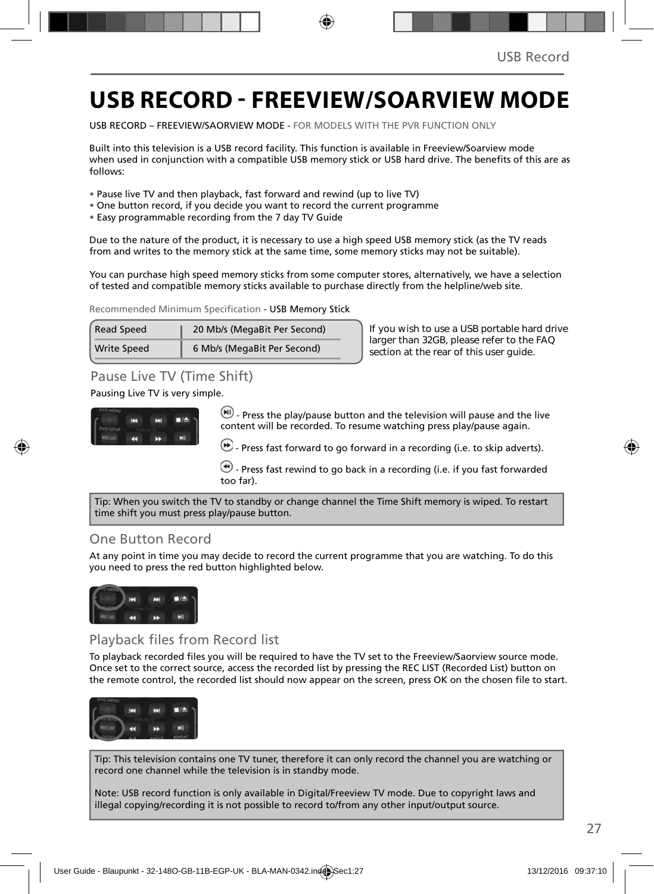# USB RECORD - FREEVIEW/SOARVIEW MODE

USB RECORD – FREEVIEW/SAORVIEW MODE - FOR MODELS WITH THE PVR FUNCTION ONLY

Built into this television is a USB record facility. This function is available in Freeview/Soarview mode when used in conjunction with a compatible USB memory stick or USB hard drive. The benefits of this are as follows:

- Pause live TV and then playback, fast forward and rewind (up to live TV)
- One button record, if you decide you want to record the current programme
- Easy programmable recording from the 7 day TV Guide

Due to the nature of the product, it is necessary to use a high speed USB memory stick (as the TV reads from and writes to the memory stick at the same time, some memory sticks may not be suitable).

You can purchase high speed memory sticks from some computer stores, alternatively, we have a selection of tested and compatible memory sticks available to purchase directly from the helpline/web site.

Recommended Minimum Specification - USB Memory Stick

| Read Speed | 20 Mb/s (MegaBit Per Second) |
| --- | --- |
| Write Speed | 6 Mb/s (MegaBit Per Second) |

If you wish to use a USB portable hard drive larger than 32GB, please refer to the FAQ section at the rear of this user guide.

## Pause Live TV (Time Shift)

Pausing Live TV is very simple.

- Press the play/pause button and the television will pause and the live content will be recorded. To resume watching press play/pause again.

- Press fast forward to go forward in a recording (i.e. to skip adverts).

- Press fast rewind to go back in a recording (i.e. if you fast forwarded too far).

Tip: When you switch the TV to standby or change channel the Time Shift memory is wiped. To restart time shift you must press play/pause button.

## One Button Record

At any point in time you may decide to record the current programme that you are watching. To do this you need to press the red button highlighted below.

## Playback files from Record list

To playback recorded files you will be required to have the TV set to the Freeview/Saorview source mode. Once set to the correct source, access the recorded list by pressing the REC LIST (Recorded List) button on the remote control, the recorded list should now appear on the screen, press OK on the chosen file to start.

Tip: This television contains one TV tuner, therefore it can only record the channel you are watching or record one channel while the television is in standby mode.

Note: USB record function is only available in Digital/Freeview TV mode. Due to copyright laws and illegal copying/recording it is not possible to record to/from any other input/output source.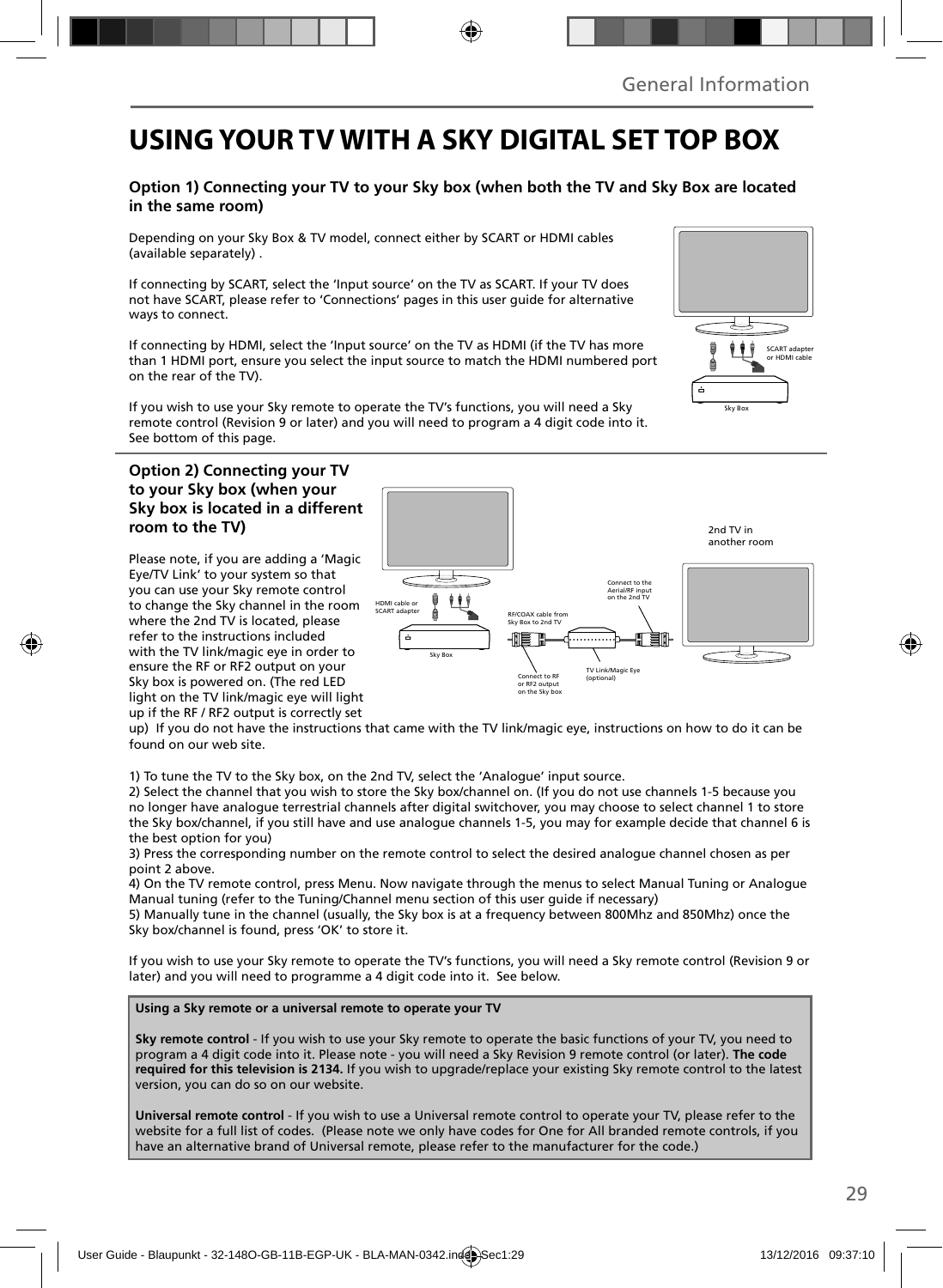# USING YOUR TV WITH A SKY DIGITAL SET TOP BOX

### Option 1) Connecting your TV to your Sky box (when both the TV and Sky Box are located in the same room)

Depending on your Sky Box & TV model, connect either by SCART or HDMI cables (available separately) .

If connecting by SCART, select the 'Input source' on the TV as SCART. If your TV does not have SCART, please refer to 'Connections' pages in this user guide for alternative ways to connect.

If connecting by HDMI, select the 'Input source' on the TV as HDMI (if the TV has more than 1 HDMI port, ensure you select the input source to match the HDMI numbered port on the rear of the TV).

If you wish to use your Sky remote to operate the TV's functions, you will need a Sky remote control (Revision 9 or later) and you will need to program a 4 digit code into it. See bottom of this page.

SCART adapter or HDMI cable

Sky Box

### Option 2) Connecting your TV to your Sky box (when your Sky box is located in a different room to the TV)

Please note, if you are adding a 'Magic Eye/TV Link' to your system so that you can use your Sky remote control to change the Sky channel in the room where the 2nd TV is located, please refer to the instructions included with the TV link/magic eye in order to ensure the RF or RF2 output on your Sky box is powered on. (The red LED light on the TV link/magic eye will light up if the RF / RF2 output is correctly set up) If you do not have the instructions that came with the TV link/magic eye, instructions on how to do it can be found on our web site.

HDMI cable or SCART adapter | Sky Box | RF/COAX cable from Sky Box to 2nd TV | Connect to RF or RF2 output on the Sky box | TV Link/Magic Eye (optional) | Connect to the Aerial/RF input on the 2nd TV | 2nd TV in another room

1) To tune the TV to the Sky box, on the 2nd TV, select the 'Analogue' input source.
2) Select the channel that you wish to store the Sky box/channel on. (If you do not use channels 1-5 because you no longer have analogue terrestrial channels after digital switchover, you may choose to select channel 1 to store the Sky box/channel, if you still have and use analogue channels 1-5, you may for example decide that channel 6 is the best option for you)
3) Press the corresponding number on the remote control to select the desired analogue channel chosen as per point 2 above.
4) On the TV remote control, press Menu. Now navigate through the menus to select Manual Tuning or Analogue Manual tuning (refer to the Tuning/Channel menu section of this user guide if necessary)
5) Manually tune in the channel (usually, the Sky box is at a frequency between 800Mhz and 850Mhz) once the Sky box/channel is found, press 'OK' to store it.

If you wish to use your Sky remote to operate the TV's functions, you will need a Sky remote control (Revision 9 or later) and you will need to programme a 4 digit code into it. See below.

**Using a Sky remote or a universal remote to operate your TV**

**Sky remote control** - If you wish to use your Sky remote to operate the basic functions of your TV, you need to program a 4 digit code into it. Please note - you will need a Sky Revision 9 remote control (or later). **The code required for this television is 2134.** If you wish to upgrade/replace your existing Sky remote control to the latest version, you can do so on our website.

**Universal remote control** - If you wish to use a Universal remote control to operate your TV, please refer to the website for a full list of codes. (Please note we only have codes for One for All branded remote controls, if you have an alternative brand of Universal remote, please refer to the manufacturer for the code.)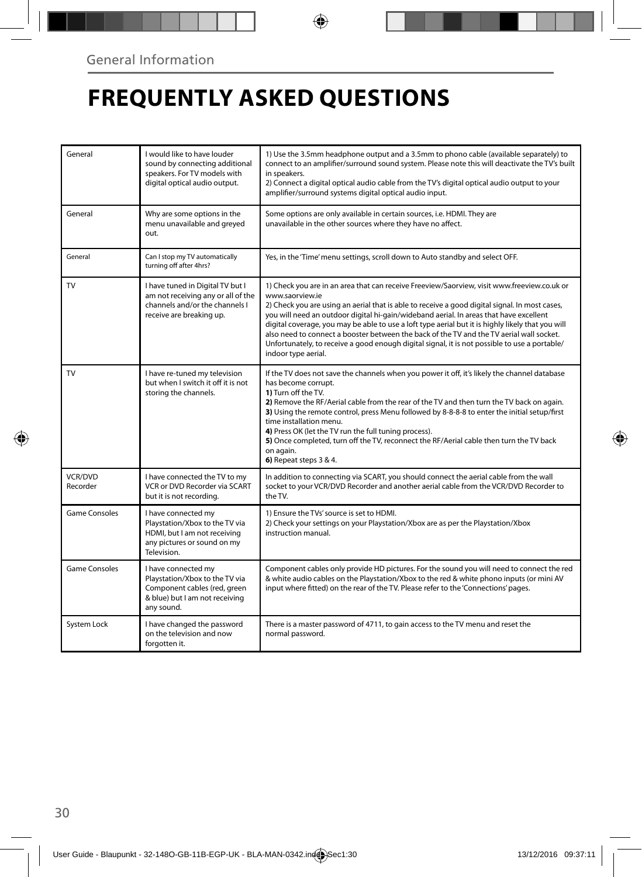General Information

# FREQUENTLY ASKED QUESTIONS

| | | |
|---|---|---|
| General | I would like to have louder sound by connecting additional speakers. For TV models with digital optical audio output. | 1) Use the 3.5mm headphone output and a 3.5mm to phono cable (available separately) to connect to an amplifier/surround sound system. Please note this will deactivate the TV's built in speakers.<br>2) Connect a digital optical audio cable from the TV's digital optical audio output to your amplifier/surround systems digital optical audio input. |
| General | Why are some options in the menu unavailable and greyed out. | Some options are only available in certain sources, i.e. HDMI. They are unavailable in the other sources where they have no affect. |
| General | Can I stop my TV automatically turning off after 4hrs? | Yes, in the 'Time' menu settings, scroll down to Auto standby and select OFF. |
| TV | I have tuned in Digital TV but I am not receiving any or all of the channels and/or the channels I receive are breaking up. | 1) Check you are in an area that can receive Freeview/Saorview, visit www.freeview.co.uk or www.saorview.ie<br>2) Check you are using an aerial that is able to receive a good digital signal. In most cases, you will need an outdoor digital hi-gain/wideband aerial. In areas that have excellent digital coverage, you may be able to use a loft type aerial but it is highly likely that you will also need to connect a booster between the back of the TV and the TV aerial wall socket. Unfortunately, to receive a good enough digital signal, it is not possible to use a portable/indoor type aerial. |
| TV | I have re-tuned my television but when I switch it off it is not storing the channels. | If the TV does not save the channels when you power it off, it's likely the channel database has become corrupt.<br>**1)** Turn off the TV.<br>**2)** Remove the RF/Aerial cable from the rear of the TV and then turn the TV back on again.<br>**3)** Using the remote control, press Menu followed by 8-8-8-8 to enter the initial setup/first time installation menu.<br>**4)** Press OK (let the TV run the full tuning process).<br>**5)** Once completed, turn off the TV, reconnect the RF/Aerial cable then turn the TV back on again.<br>**6)** Repeat steps 3 & 4. |
| VCR/DVD Recorder | I have connected the TV to my VCR or DVD Recorder via SCART but it is not recording. | In addition to connecting via SCART, you should connect the aerial cable from the wall socket to your VCR/DVD Recorder and another aerial cable from the VCR/DVD Recorder to the TV. |
| Game Consoles | I have connected my Playstation/Xbox to the TV via HDMI, but I am not receiving any pictures or sound on my Television. | 1) Ensure the TVs' source is set to HDMI.<br>2) Check your settings on your Playstation/Xbox are as per the Playstation/Xbox instruction manual. |
| Game Consoles | I have connected my Playstation/Xbox to the TV via Component cables (red, green & blue) but I am not receiving any sound. | Component cables only provide HD pictures. For the sound you will need to connect the red & white audio cables on the Playstation/Xbox to the red & white phono inputs (or mini AV input where fitted) on the rear of the TV. Please refer to the 'Connections' pages. |
| System Lock | I have changed the password on the television and now forgotten it. | There is a master password of 4711, to gain access to the TV menu and reset the normal password. |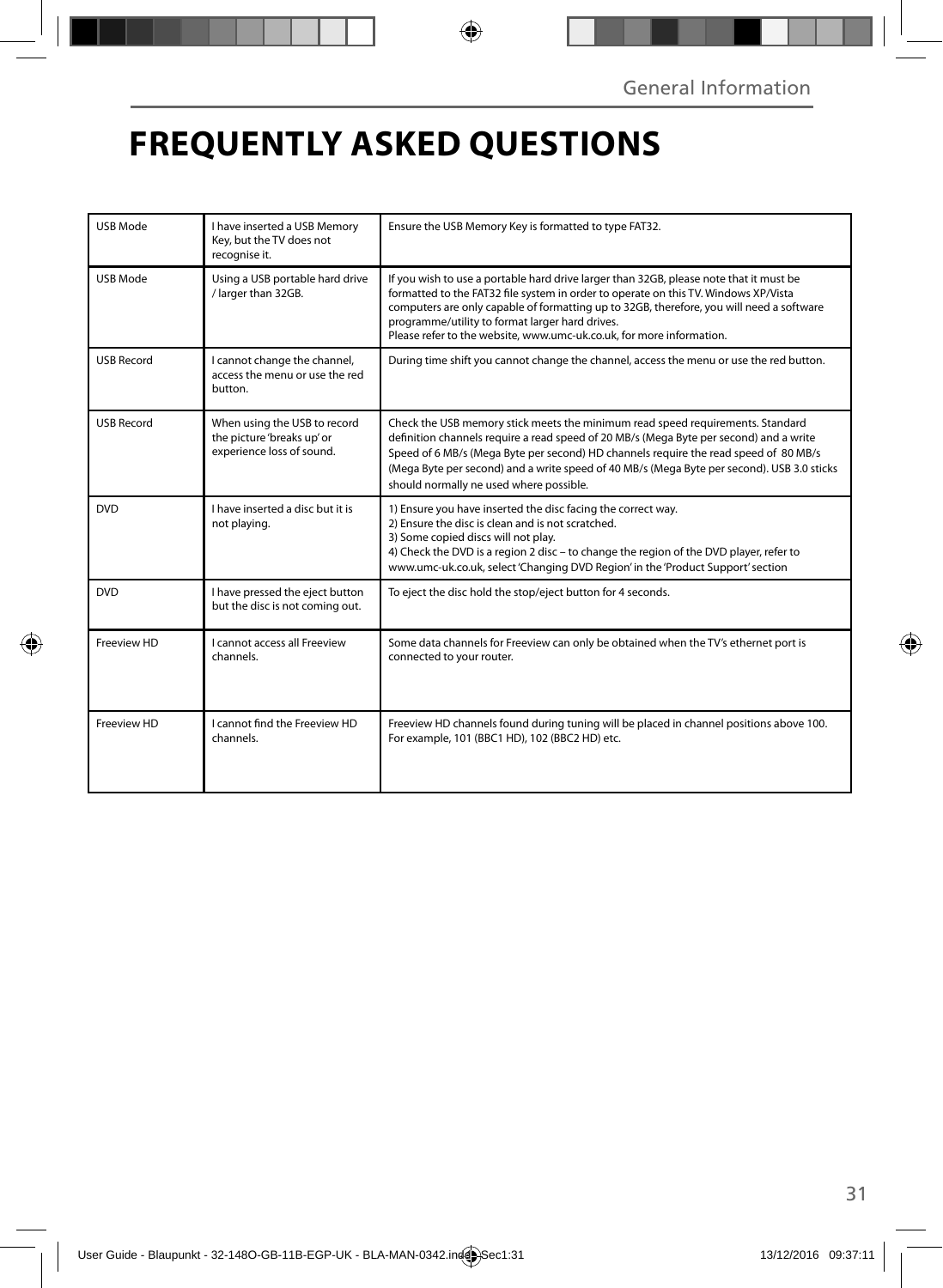# FREQUENTLY ASKED QUESTIONS

| | | |
|---|---|---|
| USB Mode | I have inserted a USB Memory Key, but the TV does not recognise it. | Ensure the USB Memory Key is formatted to type FAT32. |
| USB Mode | Using a USB portable hard drive / larger than 32GB. | If you wish to use a portable hard drive larger than 32GB, please note that it must be formatted to the FAT32 file system in order to operate on this TV. Windows XP/Vista computers are only capable of formatting up to 32GB, therefore, you will need a software programme/utility to format larger hard drives.<br>Please refer to the website, www.umc-uk.co.uk, for more information. |
| USB Record | I cannot change the channel, access the menu or use the red button. | During time shift you cannot change the channel, access the menu or use the red button. |
| USB Record | When using the USB to record the picture 'breaks up' or experience loss of sound. | Check the USB memory stick meets the minimum read speed requirements. Standard definition channels require a read speed of 20 MB/s (Mega Byte per second) and a write Speed of 6 MB/s (Mega Byte per second) HD channels require the read speed of 80 MB/s (Mega Byte per second) and a write speed of 40 MB/s (Mega Byte per second). USB 3.0 sticks should normally ne used where possible. |
| DVD | I have inserted a disc but it is not playing. | 1) Ensure you have inserted the disc facing the correct way.<br>2) Ensure the disc is clean and is not scratched.<br>3) Some copied discs will not play.<br>4) Check the DVD is a region 2 disc – to change the region of the DVD player, refer to www.umc-uk.co.uk, select 'Changing DVD Region' in the 'Product Support' section |
| DVD | I have pressed the eject button but the disc is not coming out. | To eject the disc hold the stop/eject button for 4 seconds. |
| Freeview HD | I cannot access all Freeview channels. | Some data channels for Freeview can only be obtained when the TV's ethernet port is connected to your router. |
| Freeview HD | I cannot find the Freeview HD channels. | Freeview HD channels found during tuning will be placed in channel positions above 100. For example, 101 (BBC1 HD), 102 (BBC2 HD) etc. |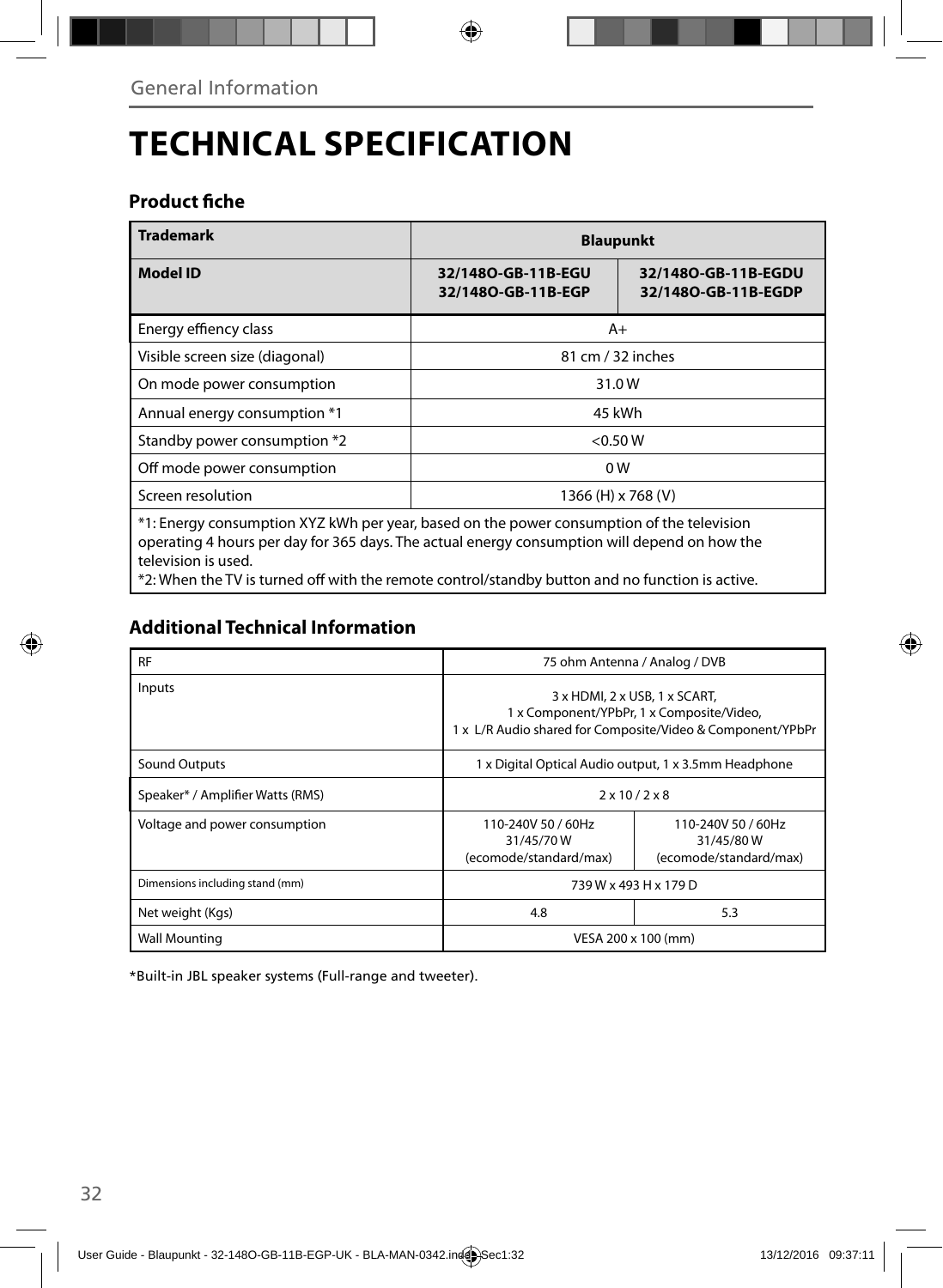General Information

# TECHNICAL SPECIFICATION

## Product fiche

| Trademark | Blaupunkt | |
|---|---|---|
| **Model ID** | **32/148O-GB-11B-EGU 32/148O-GB-11B-EGP** | **32/148O-GB-11B-EGDU 32/148O-GB-11B-EGDP** |
| Energy effiency class | A+ | |
| Visible screen size (diagonal) | 81 cm / 32 inches | |
| On mode power consumption | 31.0 W | |
| Annual energy consumption *1 | 45 kWh | |
| Standby power consumption *2 | <0.50 W | |
| Off mode power consumption | 0 W | |
| Screen resolution | 1366 (H) x 768 (V) | |

*1: Energy consumption XYZ kWh per year, based on the power consumption of the television operating 4 hours per day for 365 days. The actual energy consumption will depend on how the television is used.
*2: When the TV is turned off with the remote control/standby button and no function is active.

## Additional Technical Information

| RF | 75 ohm Antenna / Analog / DVB | |
|---|---|---|
| Inputs | 3 x HDMI, 2 x USB, 1 x SCART, 1 x Component/YPbPr, 1 x Composite/Video, 1 x L/R Audio shared for Composite/Video & Component/YPbPr | |
| Sound Outputs | 1 x Digital Optical Audio output, 1 x 3.5mm Headphone | |
| Speaker* / Amplifier Watts (RMS) | 2 x 10 / 2 x 8 | |
| Voltage and power consumption | 110-240V 50 / 60Hz 31/45/70 W (ecomode/standard/max) | 110-240V 50 / 60Hz 31/45/80 W (ecomode/standard/max) |
| Dimensions including stand (mm) | 739 W x 493 H x 179 D | |
| Net weight (Kgs) | 4.8 | 5.3 |
| Wall Mounting | VESA 200 x 100 (mm) | |

*Built-in JBL speaker systems (Full-range and tweeter).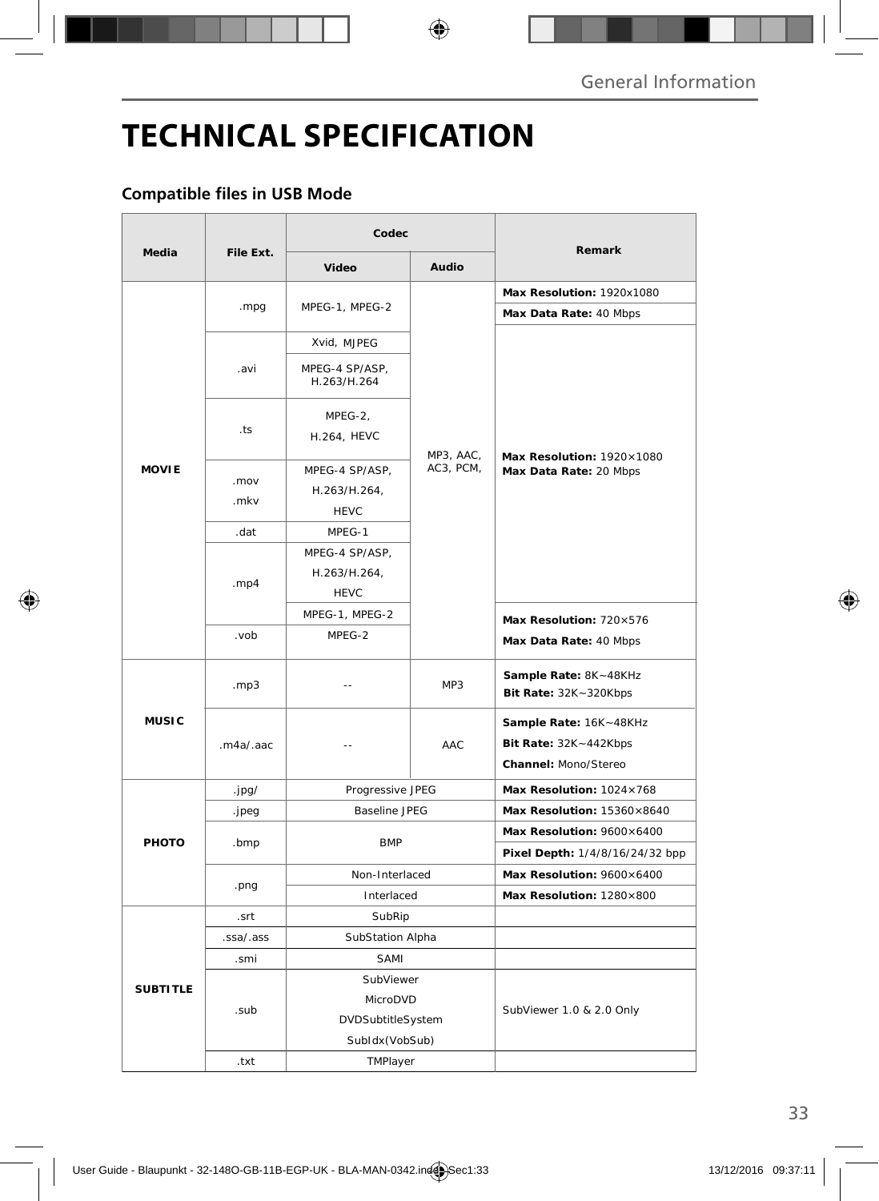# TECHNICAL SPECIFICATION

## Compatible files in USB Mode

| Media | File Ext. | Codec | | Remark |
|---|---|---|---|---|
| | | Video | Audio | |
| MOVIE | .mpg | MPEG-1, MPEG-2 | MP3, AAC, AC3, PCM, | **Max Resolution:** 1920x1080<br>**Max Data Rate:** 40 Mbps |
| | .avi | Xvid, MJPEG | | **Max Resolution:** 1920×1080<br>**Max Data Rate:** 20 Mbps |
| | | MPEG-4 SP/ASP, H.263/H.264 | | |
| | .ts | MPEG-2, H.264, HEVC | | |
| | .mov .mkv | MPEG-4 SP/ASP, H.263/H.264, HEVC | | |
| | .dat | MPEG-1 | | |
| | .mp4 | MPEG-4 SP/ASP, H.263/H.264, HEVC | | |
| | | MPEG-1, MPEG-2 | | **Max Resolution:** 720×576<br>**Max Data Rate:** 40 Mbps |
| | .vob | MPEG-2 | | |
| MUSIC | .mp3 | -- | MP3 | **Sample Rate:** 8K~48KHz<br>**Bit Rate:** 32K~320Kbps |
| | .m4a/.aac | -- | AAC | **Sample Rate:** 16K~48KHz<br>**Bit Rate:** 32K~442Kbps<br>**Channel:** Mono/Stereo |
| PHOTO | .jpg/ | Progressive JPEG | | **Max Resolution:** 1024×768 |
| | .jpeg | Baseline JPEG | | **Max Resolution:** 15360×8640 |
| | .bmp | BMP | | **Max Resolution:** 9600×6400<br>**Pixel Depth:** 1/4/8/16/24/32 bpp |
| | .png | Non-Interlaced | | **Max Resolution:** 9600×6400 |
| | | Interlaced | | **Max Resolution:** 1280×800 |
| SUBTITLE | .srt | SubRip | | |
| | .ssa/.ass | SubStation Alpha | | |
| | .smi | SAMI | | |
| | .sub | SubViewer<br>MicroDVD<br>DVDSubtitleSystem<br>SubIdx(VobSub) | | SubViewer 1.0 & 2.0 Only |
| | .txt | TMPlayer | | |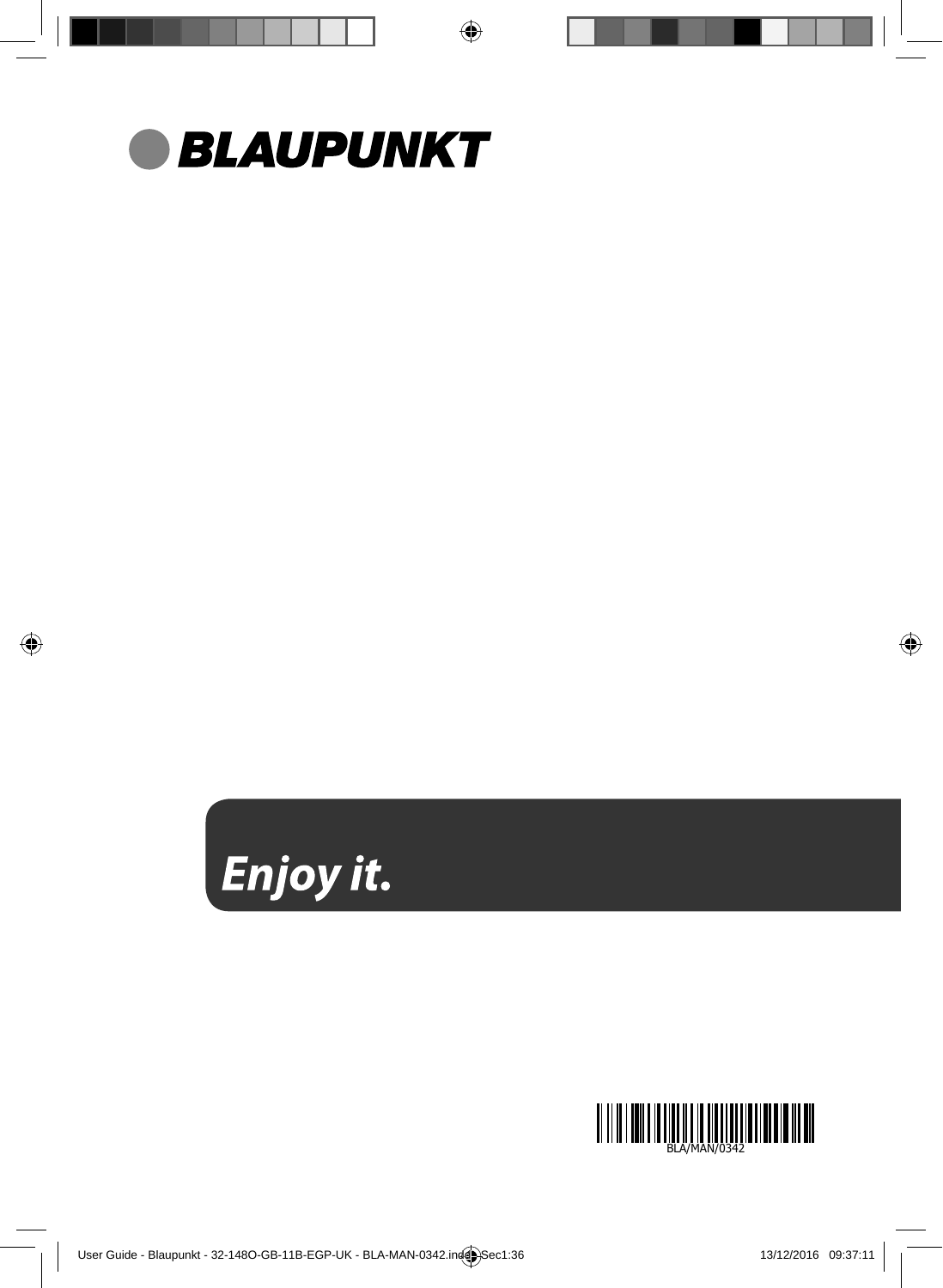BLAUPUNKT

Enjoy it.

BLA/MAN/0342